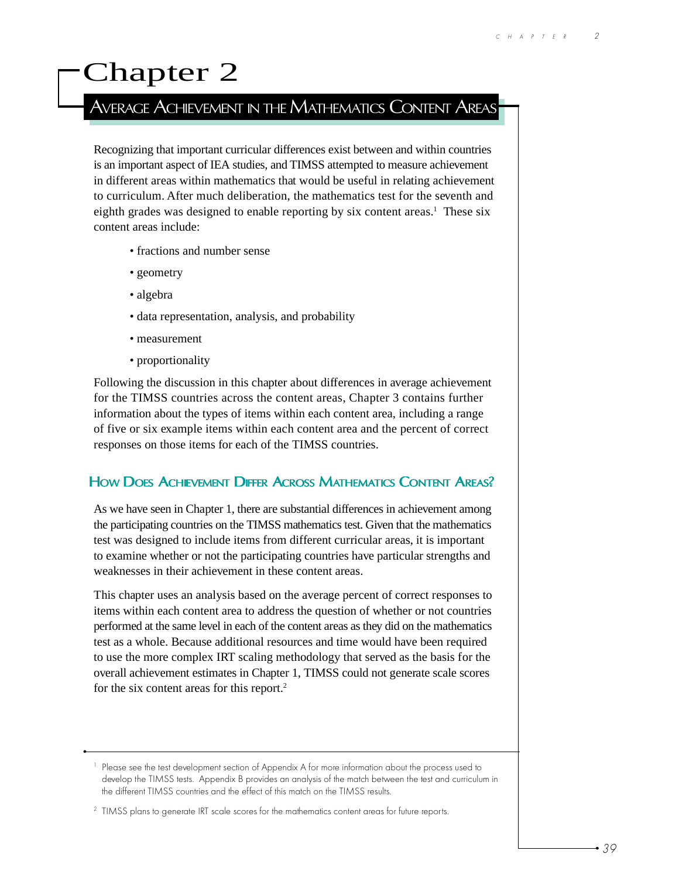# Chapter 2

## Average Achievement in the Mathematics Content Areas

Recognizing that important curricular differences exist between and within countries is an important aspect of IEA studies, and TIMSS attempted to measure achievement in different areas within mathematics that would be useful in relating achievement to curriculum. After much deliberation, the mathematics test for the seventh and eighth grades was designed to enable reporting by six content areas.[1] These six content areas include:

- fractions and number sense
- geometry
- algebra
- data representation, analysis, and probability
- measurement
- proportionality

Following the discussion in this chapter about differences in average achievement for the TIMSS countries across the content areas, Chapter 3 contains further information about the types of items within each content area, including a range of five or six example items within each content area and the percent of correct responses on those items for each of the TIMSS countries.

### How Does Achievement Differ Across Mathematics Content Areas?

As we have seen in Chapter 1, there are substantial differences in achievement among the participating countries on the TIMSS mathematics test. Given that the mathematics test was designed to include items from different curricular areas, it is important to examine whether or not the participating countries have particular strengths and weaknesses in their achievement in these content areas.

This chapter uses an analysis based on the average percent of correct responses to items within each content area to address the question of whether or not countries performed at the same level in each of the content areas as they did on the mathematics test as a whole. Because additional resources and time would have been required to use the more complex IRT scaling methodology that served as the basis for the overall achievement estimates in Chapter 1, TIMSS could not generate scale scores for the six content areas for this report.[2]

---

[1] Please see the test development section of Appendix A for more information about the process used to develop the TIMSS tests. Appendix B provides an analysis of the match between the test and curriculum in the different TIMSS countries and the effect of this match on the TIMSS results.

[2] TIMSS plans to generate IRT scale scores for the mathematics content areas for future reports.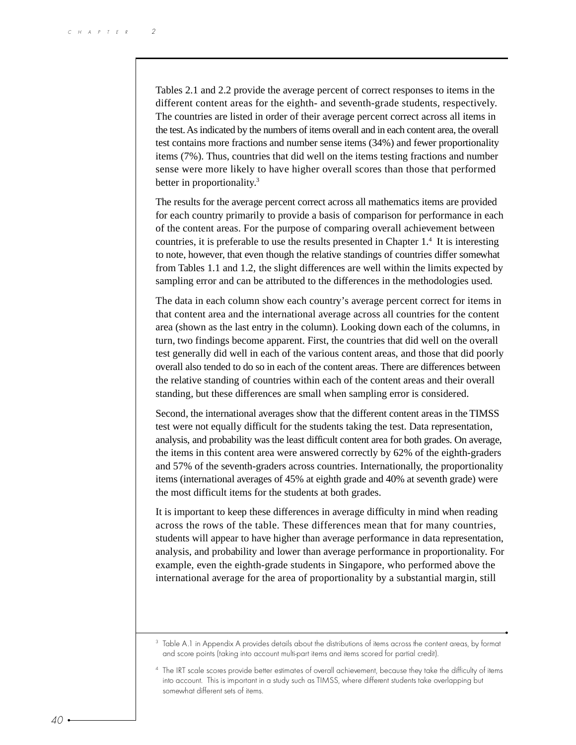Tables 2.1 and 2.2 provide the average percent of correct responses to items in the different content areas for the eighth- and seventh-grade students, respectively. The countries are listed in order of their average percent correct across all items in the test. As indicated by the numbers of items overall and in each content area, the overall test contains more fractions and number sense items (34%) and fewer proportionality items (7%). Thus, countries that did well on the items testing fractions and number sense were more likely to have higher overall scores than those that performed better in proportionality.[3]

The results for the average percent correct across all mathematics items are provided for each country primarily to provide a basis of comparison for performance in each of the content areas. For the purpose of comparing overall achievement between countries, it is preferable to use the results presented in Chapter 1.[4] It is interesting to note, however, that even though the relative standings of countries differ somewhat from Tables 1.1 and 1.2, the slight differences are well within the limits expected by sampling error and can be attributed to the differences in the methodologies used.

The data in each column show each country's average percent correct for items in that content area and the international average across all countries for the content area (shown as the last entry in the column). Looking down each of the columns, in turn, two findings become apparent. First, the countries that did well on the overall test generally did well in each of the various content areas, and those that did poorly overall also tended to do so in each of the content areas. There are differences between the relative standing of countries within each of the content areas and their overall standing, but these differences are small when sampling error is considered.

Second, the international averages show that the different content areas in the TIMSS test were not equally difficult for the students taking the test. Data representation, analysis, and probability was the least difficult content area for both grades. On average, the items in this content area were answered correctly by 62% of the eighth-graders and 57% of the seventh-graders across countries. Internationally, the proportionality items (international averages of 45% at eighth grade and 40% at seventh grade) were the most difficult items for the students at both grades.

It is important to keep these differences in average difficulty in mind when reading across the rows of the table. These differences mean that for many countries, students will appear to have higher than average performance in data representation, analysis, and probability and lower than average performance in proportionality. For example, even the eighth-grade students in Singapore, who performed above the international average for the area of proportionality by a substantial margin, still

---

[3] Table A.1 in Appendix A provides details about the distributions of items across the content areas, by format and score points (taking into account multi-part items and items scored for partial credit).

[4] The IRT scale scores provide better estimates of overall achievement, because they take the difficulty of items into account. This is important in a study such as TIMSS, where different students take overlapping but somewhat different sets of items.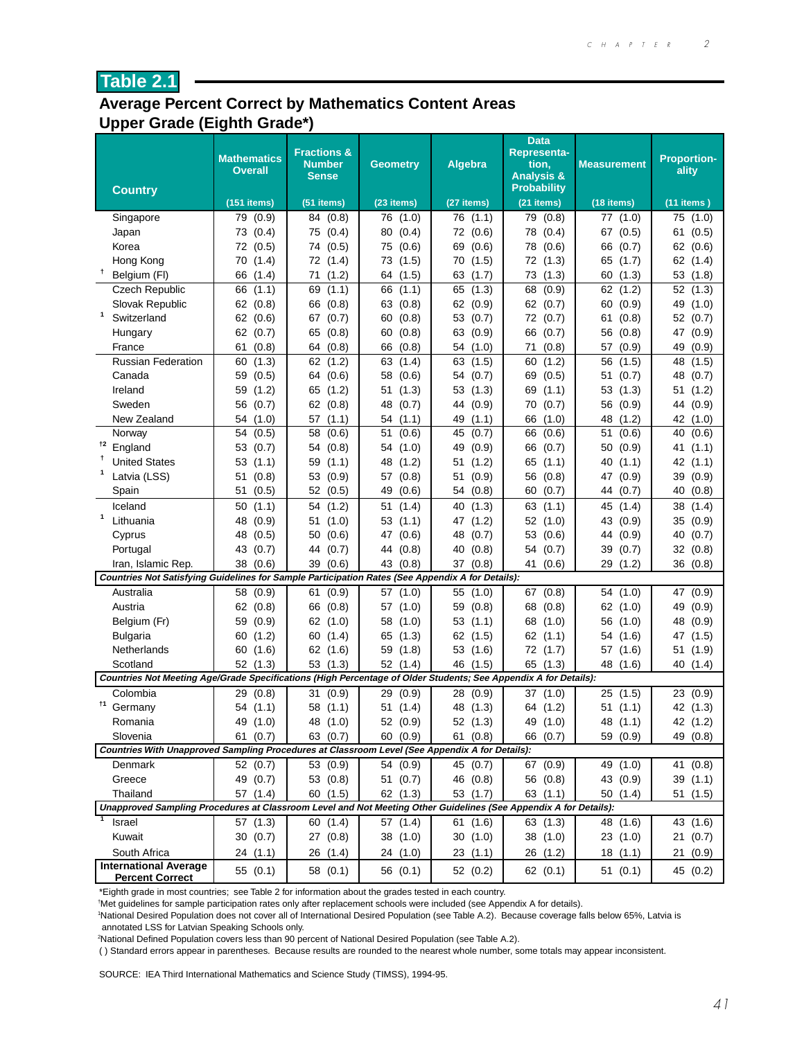# Table 2.1

## Average Percent Correct by Mathematics Content Areas Upper Grade (Eighth Grade*)

| Country | Mathematics Overall (151 items) | Fractions & Number Sense (51 items) | Geometry (23 items) | Algebra (27 items) | Data Representation, Analysis & Probability (21 items) | Measurement (18 items) | Proportionality (11 items) |
|---|---|---|---|---|---|---|---|
| Singapore | 79 (0.9) | 84 (0.8) | 76 (1.0) | 76 (1.1) | 79 (0.8) | 77 (1.0) | 75 (1.0) |
| Japan | 73 (0.4) | 75 (0.4) | 80 (0.4) | 72 (0.6) | 78 (0.4) | 67 (0.5) | 61 (0.5) |
| Korea | 72 (0.5) | 74 (0.5) | 75 (0.6) | 69 (0.6) | 78 (0.6) | 66 (0.7) | 62 (0.6) |
| Hong Kong | 70 (1.4) | 72 (1.4) | 73 (1.5) | 70 (1.5) | 72 (1.3) | 65 (1.7) | 62 (1.4) |
| † Belgium (Fl) | 66 (1.4) | 71 (1.2) | 64 (1.5) | 63 (1.7) | 73 (1.3) | 60 (1.3) | 53 (1.8) |
| Czech Republic | 66 (1.1) | 69 (1.1) | 66 (1.1) | 65 (1.3) | 68 (0.9) | 62 (1.2) | 52 (1.3) |
| Slovak Republic | 62 (0.8) | 66 (0.8) | 63 (0.8) | 62 (0.9) | 62 (0.7) | 60 (0.9) | 49 (1.0) |
| ¹ Switzerland | 62 (0.6) | 67 (0.7) | 60 (0.8) | 53 (0.7) | 72 (0.7) | 61 (0.8) | 52 (0.7) |
| Hungary | 62 (0.7) | 65 (0.8) | 60 (0.8) | 63 (0.9) | 66 (0.7) | 56 (0.8) | 47 (0.9) |
| France | 61 (0.8) | 64 (0.8) | 66 (0.8) | 54 (1.0) | 71 (0.8) | 57 (0.9) | 49 (0.9) |
| Russian Federation | 60 (1.3) | 62 (1.2) | 63 (1.4) | 63 (1.5) | 60 (1.2) | 56 (1.5) | 48 (1.5) |
| Canada | 59 (0.5) | 64 (0.6) | 58 (0.6) | 54 (0.7) | 69 (0.5) | 51 (0.7) | 48 (0.7) |
| Ireland | 59 (1.2) | 65 (1.2) | 51 (1.3) | 53 (1.3) | 69 (1.1) | 53 (1.3) | 51 (1.2) |
| Sweden | 56 (0.7) | 62 (0.8) | 48 (0.7) | 44 (0.9) | 70 (0.7) | 56 (0.9) | 44 (0.9) |
| New Zealand | 54 (1.0) | 57 (1.1) | 54 (1.1) | 49 (1.1) | 66 (1.0) | 48 (1.2) | 42 (1.0) |
| Norway | 54 (0.5) | 58 (0.6) | 51 (0.6) | 45 (0.7) | 66 (0.6) | 51 (0.6) | 40 (0.6) |
| †² England | 53 (0.7) | 54 (0.8) | 54 (1.0) | 49 (0.9) | 66 (0.7) | 50 (0.9) | 41 (1.1) |
| † United States | 53 (1.1) | 59 (1.1) | 48 (1.2) | 51 (1.2) | 65 (1.1) | 40 (1.1) | 42 (1.1) |
| ¹ Latvia (LSS) | 51 (0.8) | 53 (0.9) | 57 (0.8) | 51 (0.9) | 56 (0.8) | 47 (0.9) | 39 (0.9) |
| Spain | 51 (0.5) | 52 (0.5) | 49 (0.6) | 54 (0.8) | 60 (0.7) | 44 (0.7) | 40 (0.8) |
| Iceland | 50 (1.1) | 54 (1.2) | 51 (1.4) | 40 (1.3) | 63 (1.1) | 45 (1.4) | 38 (1.4) |
| ¹ Lithuania | 48 (0.9) | 51 (1.0) | 53 (1.1) | 47 (1.2) | 52 (1.0) | 43 (0.9) | 35 (0.9) |
| Cyprus | 48 (0.5) | 50 (0.6) | 47 (0.6) | 48 (0.7) | 53 (0.6) | 44 (0.9) | 40 (0.7) |
| Portugal | 43 (0.7) | 44 (0.7) | 44 (0.8) | 40 (0.8) | 54 (0.7) | 39 (0.7) | 32 (0.8) |
| Iran, Islamic Rep. | 38 (0.6) | 39 (0.6) | 43 (0.8) | 37 (0.8) | 41 (0.6) | 29 (1.2) | 36 (0.8) |
| ***Countries Not Satisfying Guidelines for Sample Participation Rates (See Appendix A for Details):*** | | | | | | | |
| Australia | 58 (0.9) | 61 (0.9) | 57 (1.0) | 55 (1.0) | 67 (0.8) | 54 (1.0) | 47 (0.9) |
| Austria | 62 (0.8) | 66 (0.8) | 57 (1.0) | 59 (0.8) | 68 (0.8) | 62 (1.0) | 49 (0.9) |
| Belgium (Fr) | 59 (0.9) | 62 (1.0) | 58 (1.0) | 53 (1.1) | 68 (1.0) | 56 (1.0) | 48 (0.9) |
| Bulgaria | 60 (1.2) | 60 (1.4) | 65 (1.3) | 62 (1.5) | 62 (1.1) | 54 (1.6) | 47 (1.5) |
| Netherlands | 60 (1.6) | 62 (1.6) | 59 (1.8) | 53 (1.6) | 72 (1.7) | 57 (1.6) | 51 (1.9) |
| Scotland | 52 (1.3) | 53 (1.3) | 52 (1.4) | 46 (1.5) | 65 (1.3) | 48 (1.6) | 40 (1.4) |
| ***Countries Not Meeting Age/Grade Specifications (High Percentage of Older Students; See Appendix A for Details):*** | | | | | | | |
| Colombia | 29 (0.8) | 31 (0.9) | 29 (0.9) | 28 (0.9) | 37 (1.0) | 25 (1.5) | 23 (0.9) |
| †¹ Germany | 54 (1.1) | 58 (1.1) | 51 (1.4) | 48 (1.3) | 64 (1.2) | 51 (1.1) | 42 (1.3) |
| Romania | 49 (1.0) | 48 (1.0) | 52 (1.3) | 52 (1.3) | 49 (1.0) | 48 (1.1) | 42 (1.2) |
| Slovenia | 61 (0.7) | 63 (0.7) | 60 (0.9) | 61 (0.8) | 66 (0.7) | 59 (0.9) | 49 (0.8) |
| ***Countries With Unapproved Sampling Procedures at Classroom Level (See Appendix A for Details):*** | | | | | | | |
| Denmark | 52 (0.7) | 53 (0.9) | 54 (0.9) | 45 (0.7) | 67 (0.9) | 49 (1.0) | 41 (0.8) |
| Greece | 49 (0.7) | 53 (0.8) | 51 (0.7) | 46 (0.8) | 56 (0.8) | 43 (0.9) | 39 (1.1) |
| Thailand | 57 (1.4) | 60 (1.5) | 62 (1.3) | 53 (1.7) | 63 (1.1) | 50 (1.4) | 51 (1.5) |
| ***Unapproved Sampling Procedures at Classroom Level and Not Meeting Other Guidelines (See Appendix A for Details):*** | | | | | | | |
| ¹ Israel | 57 (1.3) | 60 (1.4) | 57 (1.4) | 61 (1.6) | 63 (1.3) | 48 (1.6) | 43 (1.6) |
| Kuwait | 30 (0.7) | 27 (0.8) | 38 (1.0) | 30 (1.0) | 38 (1.0) | 23 (1.0) | 21 (0.7) |
| South Africa | 24 (1.1) | 26 (1.4) | 24 (1.0) | 23 (1.1) | 26 (1.2) | 18 (1.1) | 21 (0.9) |
| **International Average Percent Correct** | 55 (0.1) | 58 (0.1) | 56 (0.1) | 52 (0.2) | 62 (0.1) | 51 (0.1) | 45 (0.2) |

*Eighth grade in most countries; see Table 2 for information about the grades tested in each country.

†Met guidelines for sample participation rates only after replacement schools were included (see Appendix A for details).

¹National Desired Population does not cover all of International Desired Population (see Table A.2). Because coverage falls below 65%, Latvia is annotated LSS for Latvian Speaking Schools only.

²National Defined Population covers less than 90 percent of National Desired Population (see Table A.2).

( ) Standard errors appear in parentheses. Because results are rounded to the nearest whole number, some totals may appear inconsistent.

SOURCE: IEA Third International Mathematics and Science Study (TIMSS), 1994-95.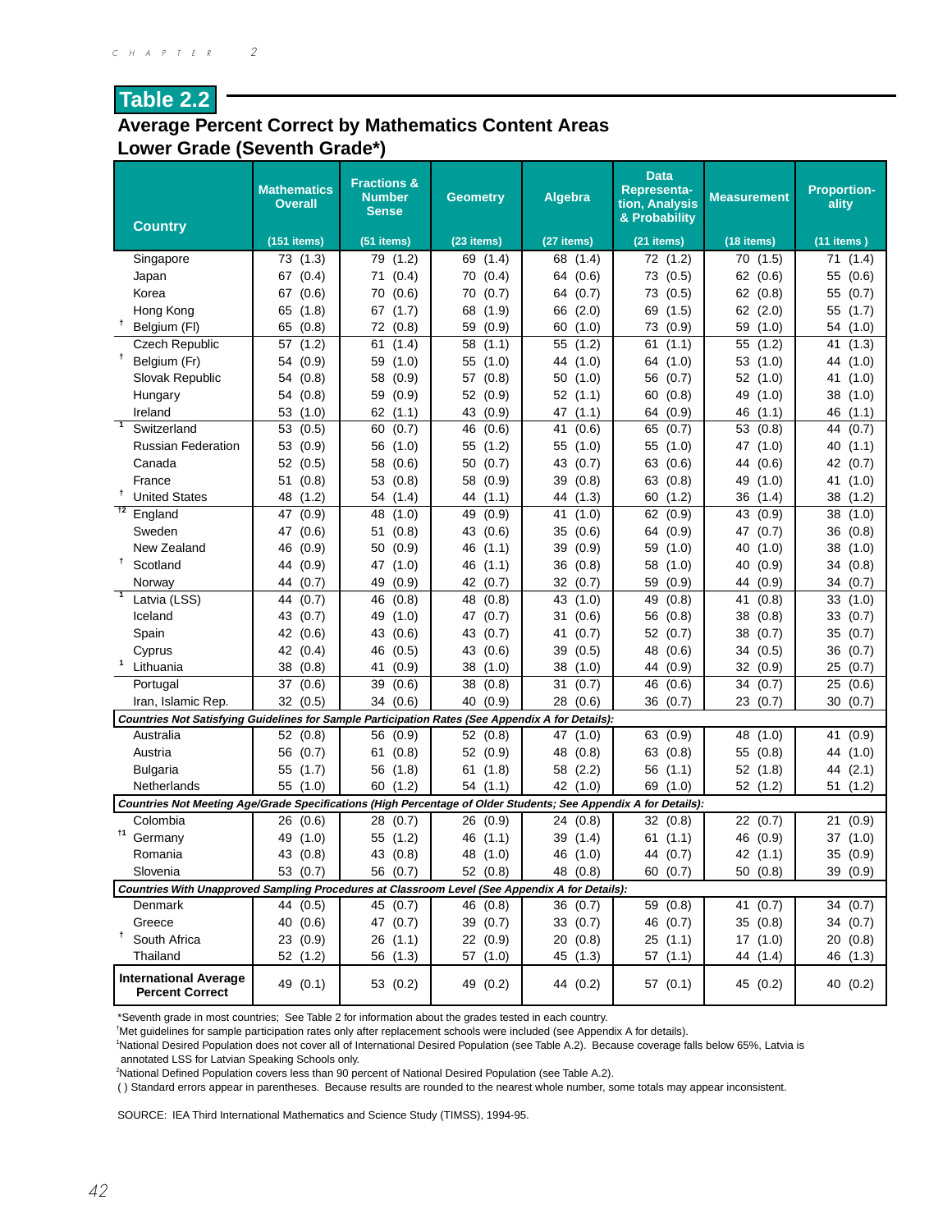# Table 2.2

## Average Percent Correct by Mathematics Content Areas
## Lower Grade (Seventh Grade*)

| Country | Mathematics Overall | Fractions & Number Sense | Geometry | Algebra | Data Representation, Analysis & Probability | Measurement | Proportionality |
|---|---|---|---|---|---|---|---|
| | (151 items) | (51 items) | (23 items) | (27 items) | (21 items) | (18 items) | (11 items ) |
| Singapore | 73 (1.3) | 79 (1.2) | 69 (1.4) | 68 (1.4) | 72 (1.2) | 70 (1.5) | 71 (1.4) |
| Japan | 67 (0.4) | 71 (0.4) | 70 (0.4) | 64 (0.6) | 73 (0.5) | 62 (0.6) | 55 (0.6) |
| Korea | 67 (0.6) | 70 (0.6) | 70 (0.7) | 64 (0.7) | 73 (0.5) | 62 (0.8) | 55 (0.7) |
| Hong Kong | 65 (1.8) | 67 (1.7) | 68 (1.9) | 66 (2.0) | 69 (1.5) | 62 (2.0) | 55 (1.7) |
| † Belgium (Fl) | 65 (0.8) | 72 (0.8) | 59 (0.9) | 60 (1.0) | 73 (0.9) | 59 (1.0) | 54 (1.0) |
| Czech Republic | 57 (1.2) | 61 (1.4) | 58 (1.1) | 55 (1.2) | 61 (1.1) | 55 (1.2) | 41 (1.3) |
| † Belgium (Fr) | 54 (0.9) | 59 (1.0) | 55 (1.0) | 44 (1.0) | 64 (1.0) | 53 (1.0) | 44 (1.0) |
| Slovak Republic | 54 (0.8) | 58 (0.9) | 57 (0.8) | 50 (1.0) | 56 (0.7) | 52 (1.0) | 41 (1.0) |
| Hungary | 54 (0.8) | 59 (0.9) | 52 (0.9) | 52 (1.1) | 60 (0.8) | 49 (1.0) | 38 (1.0) |
| Ireland | 53 (1.0) | 62 (1.1) | 43 (0.9) | 47 (1.1) | 64 (0.9) | 46 (1.1) | 46 (1.1) |
| 1 Switzerland | 53 (0.5) | 60 (0.7) | 46 (0.6) | 41 (0.6) | 65 (0.7) | 53 (0.8) | 44 (0.7) |
| Russian Federation | 53 (0.9) | 56 (1.0) | 55 (1.2) | 55 (1.0) | 55 (1.0) | 47 (1.0) | 40 (1.1) |
| Canada | 52 (0.5) | 58 (0.6) | 50 (0.7) | 43 (0.7) | 63 (0.6) | 44 (0.6) | 42 (0.7) |
| France | 51 (0.8) | 53 (0.8) | 58 (0.9) | 39 (0.8) | 63 (0.8) | 49 (1.0) | 41 (1.0) |
| † United States | 48 (1.2) | 54 (1.4) | 44 (1.1) | 44 (1.3) | 60 (1.2) | 36 (1.4) | 38 (1.2) |
| †2 England | 47 (0.9) | 48 (1.0) | 49 (0.9) | 41 (1.0) | 62 (0.9) | 43 (0.9) | 38 (1.0) |
| Sweden | 47 (0.6) | 51 (0.8) | 43 (0.6) | 35 (0.6) | 64 (0.9) | 47 (0.7) | 36 (0.8) |
| New Zealand | 46 (0.9) | 50 (0.9) | 46 (1.1) | 39 (0.9) | 59 (1.0) | 40 (1.0) | 38 (1.0) |
| † Scotland | 44 (0.9) | 47 (1.0) | 46 (1.1) | 36 (0.8) | 58 (1.0) | 40 (0.9) | 34 (0.8) |
| Norway | 44 (0.7) | 49 (0.9) | 42 (0.7) | 32 (0.7) | 59 (0.9) | 44 (0.9) | 34 (0.7) |
| 1 Latvia (LSS) | 44 (0.7) | 46 (0.8) | 48 (0.8) | 43 (1.0) | 49 (0.8) | 41 (0.8) | 33 (1.0) |
| Iceland | 43 (0.7) | 49 (1.0) | 47 (0.7) | 31 (0.6) | 56 (0.8) | 38 (0.8) | 33 (0.7) |
| Spain | 42 (0.6) | 43 (0.6) | 43 (0.7) | 41 (0.7) | 52 (0.7) | 38 (0.7) | 35 (0.7) |
| Cyprus | 42 (0.4) | 46 (0.5) | 43 (0.6) | 39 (0.5) | 48 (0.6) | 34 (0.5) | 36 (0.7) |
| 1 Lithuania | 38 (0.8) | 41 (0.9) | 38 (1.0) | 38 (1.0) | 44 (0.9) | 32 (0.9) | 25 (0.7) |
| Portugal | 37 (0.6) | 39 (0.6) | 38 (0.8) | 31 (0.7) | 46 (0.6) | 34 (0.7) | 25 (0.6) |
| Iran, Islamic Rep. | 32 (0.5) | 34 (0.6) | 40 (0.9) | 28 (0.6) | 36 (0.7) | 23 (0.7) | 30 (0.7) |
| ***Countries Not Satisfying Guidelines for Sample Participation Rates (See Appendix A for Details):*** | | | | | | | |
| Australia | 52 (0.8) | 56 (0.9) | 52 (0.8) | 47 (1.0) | 63 (0.9) | 48 (1.0) | 41 (0.9) |
| Austria | 56 (0.7) | 61 (0.8) | 52 (0.9) | 48 (0.8) | 63 (0.8) | 55 (0.8) | 44 (1.0) |
| Bulgaria | 55 (1.7) | 56 (1.8) | 61 (1.8) | 58 (2.2) | 56 (1.1) | 52 (1.8) | 44 (2.1) |
| Netherlands | 55 (1.0) | 60 (1.2) | 54 (1.1) | 42 (1.0) | 69 (1.0) | 52 (1.2) | 51 (1.2) |
| ***Countries Not Meeting Age/Grade Specifications (High Percentage of Older Students; See Appendix A for Details):*** | | | | | | | |
| Colombia | 26 (0.6) | 28 (0.7) | 26 (0.9) | 24 (0.8) | 32 (0.8) | 22 (0.7) | 21 (0.9) |
| †1 Germany | 49 (1.0) | 55 (1.2) | 46 (1.1) | 39 (1.4) | 61 (1.1) | 46 (0.9) | 37 (1.0) |
| Romania | 43 (0.8) | 43 (0.8) | 48 (1.0) | 46 (1.0) | 44 (0.7) | 42 (1.1) | 35 (0.9) |
| Slovenia | 53 (0.7) | 56 (0.7) | 52 (0.8) | 48 (0.8) | 60 (0.7) | 50 (0.8) | 39 (0.9) |
| ***Countries With Unapproved Sampling Procedures at Classroom Level (See Appendix A for Details):*** | | | | | | | |
| Denmark | 44 (0.5) | 45 (0.7) | 46 (0.8) | 36 (0.7) | 59 (0.8) | 41 (0.7) | 34 (0.7) |
| Greece | 40 (0.6) | 47 (0.7) | 39 (0.7) | 33 (0.7) | 46 (0.7) | 35 (0.8) | 34 (0.7) |
| † South Africa | 23 (0.9) | 26 (1.1) | 22 (0.9) | 20 (0.8) | 25 (1.1) | 17 (1.0) | 20 (0.8) |
| Thailand | 52 (1.2) | 56 (1.3) | 57 (1.0) | 45 (1.3) | 57 (1.1) | 44 (1.4) | 46 (1.3) |
| **International Average Percent Correct** | 49 (0.1) | 53 (0.2) | 49 (0.2) | 44 (0.2) | 57 (0.1) | 45 (0.2) | 40 (0.2) |

*Seventh grade in most countries; See Table 2 for information about the grades tested in each country.

†Met guidelines for sample participation rates only after replacement schools were included (see Appendix A for details).

¹National Desired Population does not cover all of International Desired Population (see Table A.2). Because coverage falls below 65%, Latvia is annotated LSS for Latvian Speaking Schools only.

²National Defined Population covers less than 90 percent of National Desired Population (see Table A.2).

( ) Standard errors appear in parentheses. Because results are rounded to the nearest whole number, some totals may appear inconsistent.

SOURCE: IEA Third International Mathematics and Science Study (TIMSS), 1994-95.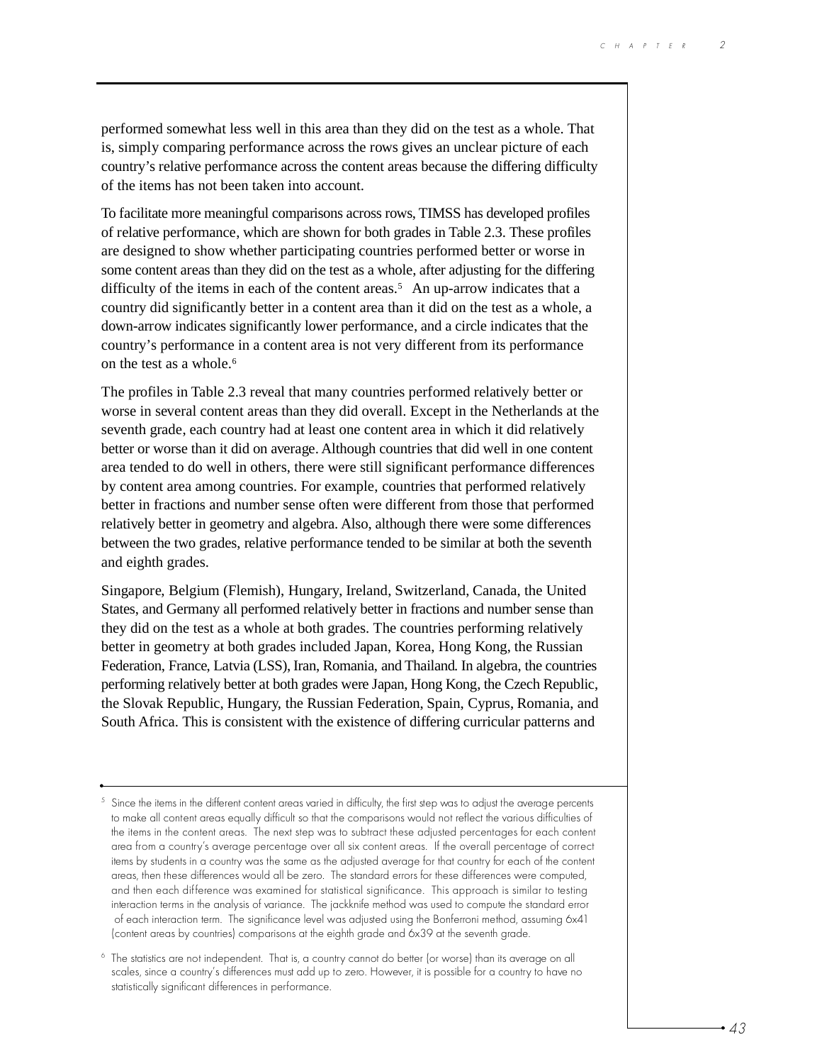performed somewhat less well in this area than they did on the test as a whole. That is, simply comparing performance across the rows gives an unclear picture of each country's relative performance across the content areas because the differing difficulty of the items has not been taken into account.

To facilitate more meaningful comparisons across rows, TIMSS has developed profiles of relative performance, which are shown for both grades in Table 2.3. These profiles are designed to show whether participating countries performed better or worse in some content areas than they did on the test as a whole, after adjusting for the differing difficulty of the items in each of the content areas.[5] An up-arrow indicates that a country did significantly better in a content area than it did on the test as a whole, a down-arrow indicates significantly lower performance, and a circle indicates that the country's performance in a content area is not very different from its performance on the test as a whole.[6]

The profiles in Table 2.3 reveal that many countries performed relatively better or worse in several content areas than they did overall. Except in the Netherlands at the seventh grade, each country had at least one content area in which it did relatively better or worse than it did on average. Although countries that did well in one content area tended to do well in others, there were still significant performance differences by content area among countries. For example, countries that performed relatively better in fractions and number sense often were different from those that performed relatively better in geometry and algebra. Also, although there were some differences between the two grades, relative performance tended to be similar at both the seventh and eighth grades.

Singapore, Belgium (Flemish), Hungary, Ireland, Switzerland, Canada, the United States, and Germany all performed relatively better in fractions and number sense than they did on the test as a whole at both grades. The countries performing relatively better in geometry at both grades included Japan, Korea, Hong Kong, the Russian Federation, France, Latvia (LSS), Iran, Romania, and Thailand. In algebra, the countries performing relatively better at both grades were Japan, Hong Kong, the Czech Republic, the Slovak Republic, Hungary, the Russian Federation, Spain, Cyprus, Romania, and South Africa. This is consistent with the existence of differing curricular patterns and

---

[5] Since the items in the different content areas varied in difficulty, the first step was to adjust the average percents to make all content areas equally difficult so that the comparisons would not reflect the various difficulties of the items in the content areas. The next step was to subtract these adjusted percentages for each content area from a country's average percentage over all six content areas. If the overall percentage of correct items by students in a country was the same as the adjusted average for that country for each of the content areas, then these differences would all be zero. The standard errors for these differences were computed, and then each difference was examined for statistical significance. This approach is similar to testing interaction terms in the analysis of variance. The jackknife method was used to compute the standard error of each interaction term. The significance level was adjusted using the Bonferroni method, assuming 6x41 (content areas by countries) comparisons at the eighth grade and 6x39 at the seventh grade.

[6] The statistics are not independent. That is, a country cannot do better (or worse) than its average on all scales, since a country's differences must add up to zero. However, it is possible for a country to have no statistically significant differences in performance.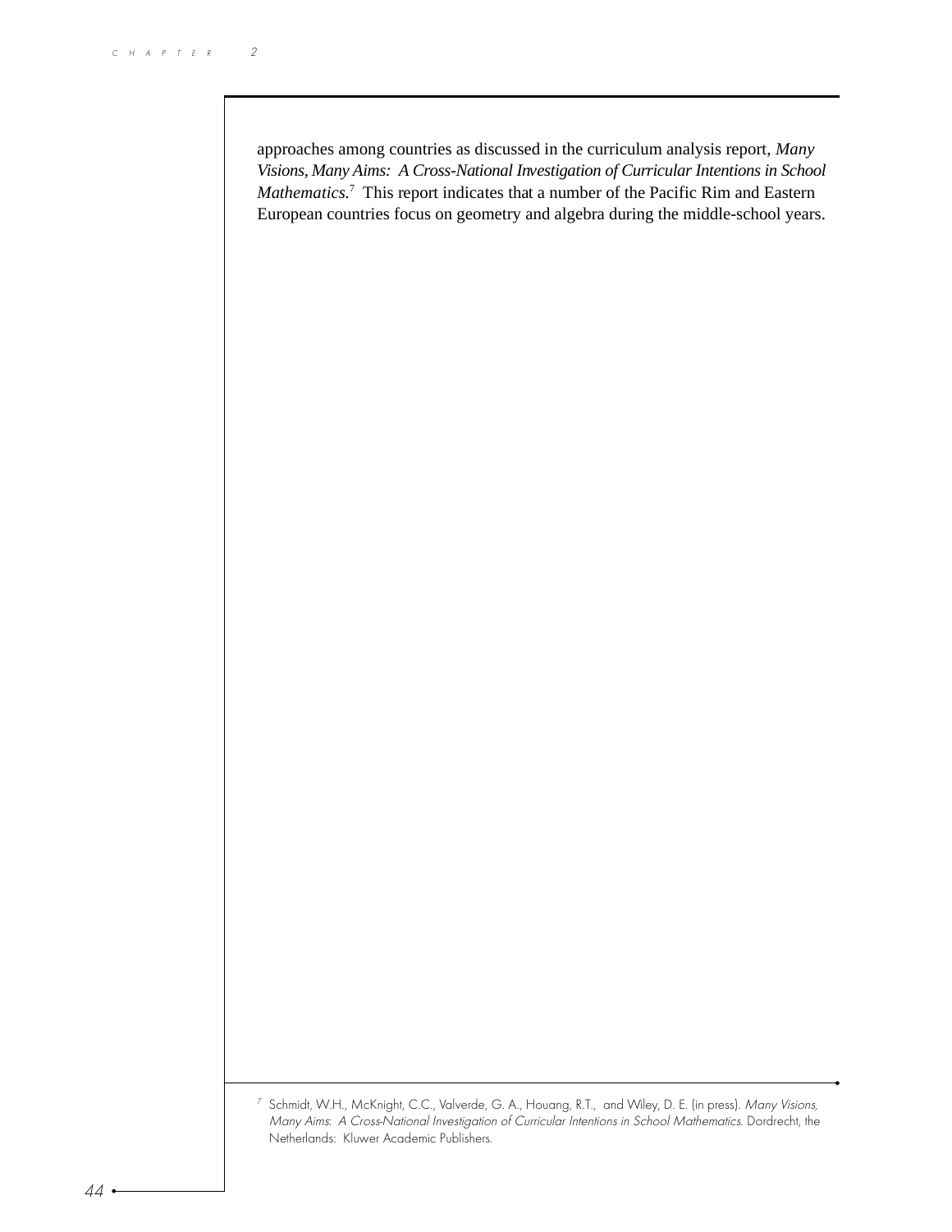approaches among countries as discussed in the curriculum analysis report, *Many Visions, Many Aims: A Cross-National Investigation of Curricular Intentions in School Mathematics*.[7] This report indicates that a number of the Pacific Rim and Eastern European countries focus on geometry and algebra during the middle-school years.

---

[7] Schmidt, W.H., McKnight, C.C., Valverde, G. A., Houang, R.T., and Wiley, D. E. (in press). *Many Visions, Many Aims: A Cross-National Investigation of Curricular Intentions in School Mathematics*. Dordrecht, the Netherlands: Kluwer Academic Publishers.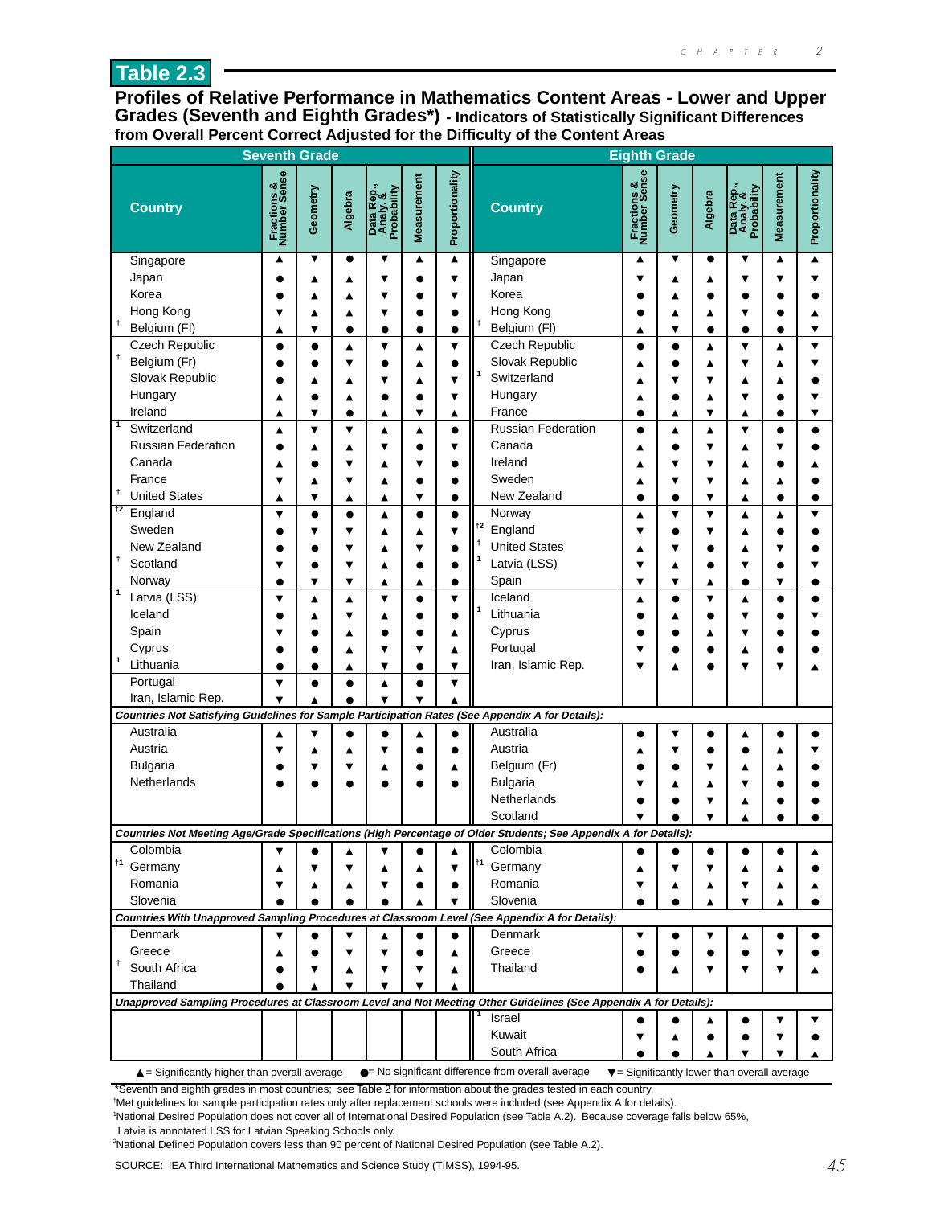# Table 2.3

**Profiles of Relative Performance in Mathematics Content Areas - Lower and Upper Grades (Seventh and Eighth Grades*)** - Indicators of Statistically Significant Differences from Overall Percent Correct Adjusted for the Difficulty of the Content Areas

**Seventh Grade**

| Country | Fractions & Number Sense | Geometry | Algebra | Data Rep., Analy. & Probability | Measurement | Proportionality |
|---|---|---|---|---|---|---|
| Singapore | ▲ | ▼ | ● | ▼ | ▲ | ▲ |
| Japan | ● | ▲ | ▲ | ▼ | ● | ▼ |
| Korea | ● | ▲ | ▲ | ▼ | ● | ▼ |
| Hong Kong | ▼ | ▲ | ▲ | ▼ | ● | ● |
| † Belgium (Fl) | ▲ | ▼ | ● | ● | ● | ● |
| Czech Republic | ● | ● | ▲ | ▼ | ▲ | ▼ |
| † Belgium (Fr) | ● | ● | ▼ | ● | ▲ | ● |
| Slovak Republic | ● | ▲ | ▲ | ▼ | ▲ | ▼ |
| Hungary | ▲ | ● | ▲ | ● | ● | ▼ |
| Ireland | ▲ | ▼ | ● | ▲ | ▼ | ▲ |
| 1 Switzerland | ▲ | ▼ | ▼ | ▲ | ▲ | ● |
| Russian Federation | ● | ▲ | ▲ | ▼ | ● | ▼ |
| Canada | ▲ | ● | ▼ | ▲ | ▼ | ● |
| France | ▼ | ▲ | ▼ | ▲ | ● | ● |
| † United States | ▲ | ▼ | ▲ | ▲ | ▼ | ● |
| †2 England | ▼ | ● | ● | ▲ | ● | ● |
| Sweden | ● | ▼ | ▼ | ▲ | ▲ | ▼ |
| New Zealand | ● | ● | ▼ | ▲ | ▼ | ● |
| † Scotland | ▼ | ● | ▼ | ▲ | ● | ● |
| Norway | ● | ▼ | ▼ | ▲ | ▲ | ● |
| 1 Latvia (LSS) | ▼ | ▲ | ▲ | ▼ | ● | ▼ |
| Iceland | ● | ▲ | ▼ | ▲ | ● | ● |
| Spain | ▼ | ● | ▲ | ● | ● | ▲ |
| Cyprus | ● | ● | ▲ | ▼ | ▼ | ▲ |
| 1 Lithuania | ● | ● | ▲ | ▼ | ● | ▼ |
| Portugal | ▼ | ● | ● | ▲ | ● | ▼ |
| Iran, Islamic Rep. | ▼ | ▲ | ● | ▼ | ▼ | ▲ |
| *Countries Not Satisfying Guidelines for Sample Participation Rates (See Appendix A for Details):* | | | | | | |
| Australia | ▲ | ▼ | ● | ● | ▲ | ● |
| Austria | ▼ | ▲ | ▲ | ▼ | ● | ● |
| Bulgaria | ● | ▼ | ▼ | ▲ | ● | ▲ |
| Netherlands | ● | ● | ● | ● | ● | ● |
| *Countries Not Meeting Age/Grade Specifications (High Percentage of Older Students; See Appendix A for Details):* | | | | | | |
| Colombia | ▼ | ● | ▲ | ▼ | ● | ▲ |
| †1 Germany | ▲ | ▼ | ▼ | ▲ | ▲ | ▼ |
| Romania | ▼ | ▲ | ▲ | ▼ | ● | ● |
| Slovenia | ● | ● | ● | ● | ▲ | ▼ |
| *Countries With Unapproved Sampling Procedures at Classroom Level (See Appendix A for Details):* | | | | | | |
| Denmark | ▼ | ● | ▼ | ▲ | ● | ● |
| Greece | ▲ | ● | ▼ | ▼ | ● | ▲ |
| † South Africa | ● | ▼ | ▲ | ▼ | ▼ | ▲ |
| Thailand | ● | ▲ | ▼ | ▼ | ▼ | ▲ |

**Eighth Grade**

| Country | Fractions & Number Sense | Geometry | Algebra | Data Rep., Analy. & Probability | Measurement | Proportionality |
|---|---|---|---|---|---|---|
| Singapore | ▲ | ▼ | ● | ▼ | ▲ | ▲ |
| Japan | ▼ | ▲ | ▲ | ▼ | ▼ | ▼ |
| Korea | ● | ▲ | ● | ● | ● | ● |
| Hong Kong | ● | ▲ | ▲ | ▼ | ● | ▲ |
| † Belgium (Fl) | ▲ | ▼ | ● | ● | ● | ▼ |
| Czech Republic | ● | ● | ▲ | ▼ | ▲ | ▼ |
| Slovak Republic | ▲ | ● | ▲ | ▼ | ▲ | ▼ |
| 1 Switzerland | ▲ | ▼ | ▼ | ▲ | ▲ | ● |
| Hungary | ▲ | ● | ▲ | ▼ | ● | ▼ |
| France | ● | ▲ | ▼ | ▲ | ● | ▼ |
| Russian Federation | ● | ▲ | ▲ | ▼ | ● | ● |
| Canada | ▲ | ● | ▼ | ▲ | ▼ | ● |
| Ireland | ▲ | ▼ | ▼ | ▲ | ● | ▲ |
| Sweden | ▲ | ▼ | ▼ | ▲ | ▲ | ● |
| New Zealand | ● | ● | ▼ | ▲ | ● | ● |
| Norway | ▲ | ▼ | ▼ | ▲ | ▲ | ▼ |
| †2 England | ▼ | ● | ▼ | ▲ | ● | ● |
| † United States | ▲ | ▼ | ● | ▲ | ▼ | ● |
| 1 Latvia (LSS) | ▼ | ▲ | ● | ▼ | ● | ▼ |
| Spain | ▼ | ▼ | ▲ | ● | ▼ | ● |
| Iceland | ▲ | ● | ▼ | ▲ | ● | ● |
| 1 Lithuania | ● | ▲ | ● | ▼ | ● | ▼ |
| Cyprus | ● | ● | ▲ | ▼ | ● | ● |
| Portugal | ▼ | ● | ● | ▲ | ● | ● |
| Iran, Islamic Rep. | ▼ | ▲ | ● | ▼ | ▼ | ▲ |
| *Countries Not Satisfying Guidelines for Sample Participation Rates (See Appendix A for Details):* | | | | | | |
| Australia | ● | ▼ | ● | ▲ | ● | ● |
| Austria | ▲ | ▼ | ● | ● | ▲ | ▼ |
| Belgium (Fr) | ● | ● | ▼ | ▲ | ▲ | ● |
| Bulgaria | ▼ | ▲ | ▲ | ▼ | ● | ● |
| Netherlands | ● | ● | ▼ | ▲ | ● | ● |
| Scotland | ▼ | ● | ▼ | ▲ | ● | ● |
| *Countries Not Meeting Age/Grade Specifications (High Percentage of Older Students; See Appendix A for Details):* | | | | | | |
| Colombia | ● | ● | ● | ● | ● | ▲ |
| †1 Germany | ▲ | ▼ | ▼ | ▲ | ▲ | ● |
| Romania | ▼ | ▲ | ▲ | ▼ | ▲ | ▲ |
| Slovenia | ● | ● | ▲ | ▼ | ▲ | ● |
| *Countries With Unapproved Sampling Procedures at Classroom Level (See Appendix A for Details):* | | | | | | |
| Denmark | ▼ | ● | ▼ | ▲ | ● | ● |
| Greece | ● | ● | ● | ● | ▼ | ● |
| Thailand | ● | ▲ | ▼ | ▼ | ▼ | ▲ |
| *Unapproved Sampling Procedures at Classroom Level and Not Meeting Other Guidelines (See Appendix A for Details):* | | | | | | |
| 1 Israel | ● | ● | ▲ | ● | ▼ | ▼ |
| Kuwait | ▼ | ▲ | ● | ● | ▼ | ● |
| South Africa | ● | ● | ▲ | ▼ | ▼ | ▲ |

▲ = Significantly higher than overall average ● = No significant difference from overall average ▼ = Significantly lower than overall average

*Seventh and eighth grades in most countries; see Table 2 for information about the grades tested in each country.

†Met guidelines for sample participation rates only after replacement schools were included (see Appendix A for details).

1 National Desired Population does not cover all of International Desired Population (see Table A.2). Because coverage falls below 65%, Latvia is annotated LSS for Latvian Speaking Schools only.

2 National Defined Population covers less than 90 percent of National Desired Population (see Table A.2).

SOURCE: IEA Third International Mathematics and Science Study (TIMSS), 1994-95.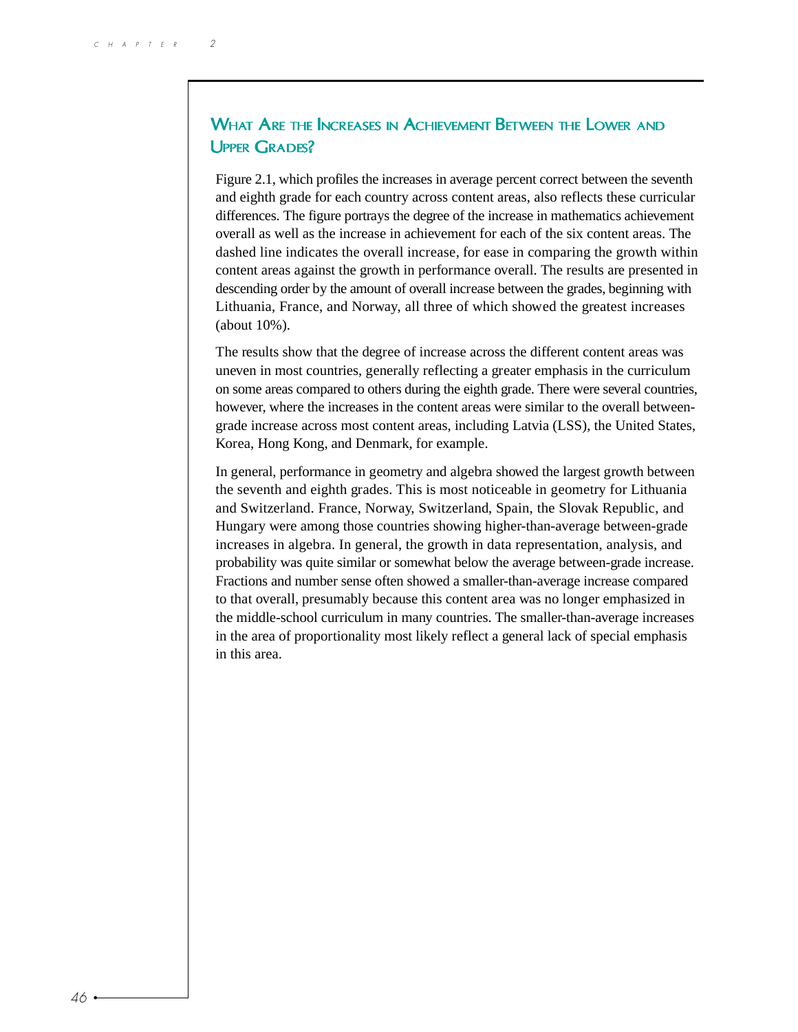## What Are the Increases in Achievement Between the Lower and Upper Grades?

Figure 2.1, which profiles the increases in average percent correct between the seventh and eighth grade for each country across content areas, also reflects these curricular differences. The figure portrays the degree of the increase in mathematics achievement overall as well as the increase in achievement for each of the six content areas. The dashed line indicates the overall increase, for ease in comparing the growth within content areas against the growth in performance overall. The results are presented in descending order by the amount of overall increase between the grades, beginning with Lithuania, France, and Norway, all three of which showed the greatest increases (about 10%).

The results show that the degree of increase across the different content areas was uneven in most countries, generally reflecting a greater emphasis in the curriculum on some areas compared to others during the eighth grade. There were several countries, however, where the increases in the content areas were similar to the overall between-grade increase across most content areas, including Latvia (LSS), the United States, Korea, Hong Kong, and Denmark, for example.

In general, performance in geometry and algebra showed the largest growth between the seventh and eighth grades. This is most noticeable in geometry for Lithuania and Switzerland. France, Norway, Switzerland, Spain, the Slovak Republic, and Hungary were among those countries showing higher-than-average between-grade increases in algebra. In general, the growth in data representation, analysis, and probability was quite similar or somewhat below the average between-grade increase. Fractions and number sense often showed a smaller-than-average increase compared to that overall, presumably because this content area was no longer emphasized in the middle-school curriculum in many countries. The smaller-than-average increases in the area of proportionality most likely reflect a general lack of special emphasis in this area.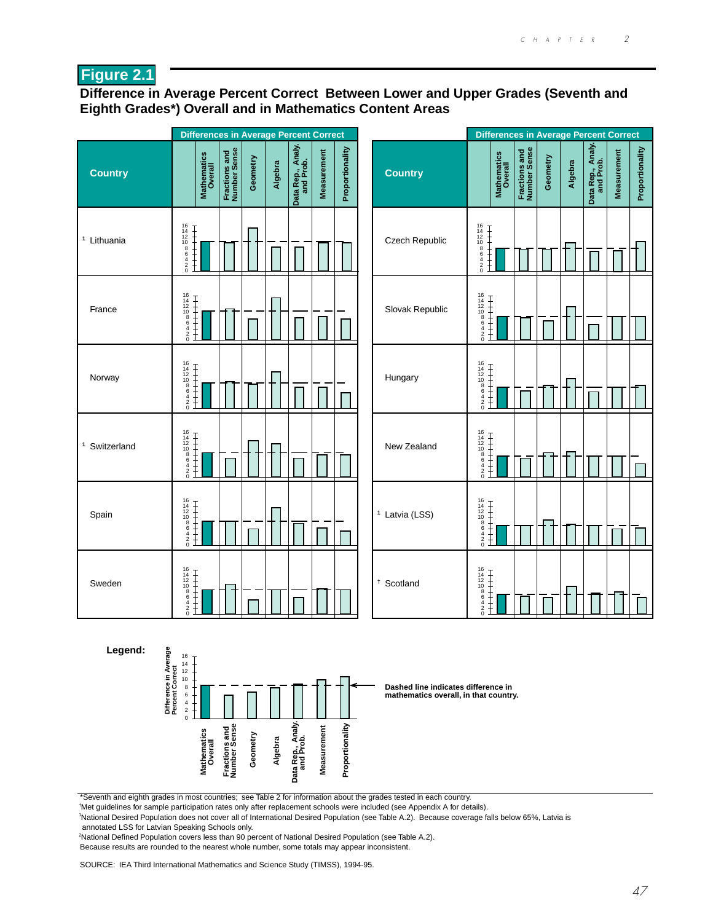**Figure 2.1**

**Difference in Average Percent Correct Between Lower and Upper Grades (Seventh and Eighth Grades*) Overall and in Mathematics Content Areas**

Differences in Average Percent Correct

| Country | Mathematics Overall | Fractions and Number Sense | Geometry | Algebra | Data Rep., Analy. and Prob. | Measurement | Proportionality |
|---|---|---|---|---|---|---|---|
| [1] Lithuania | | | | | | | |
| France | | | | | | | |
| Norway | | | | | | | |
| [1] Switzerland | | | | | | | |
| Spain | | | | | | | |
| Sweden | | | | | | | |
| Czech Republic | | | | | | | |
| Slovak Republic | | | | | | | |
| Hungary | | | | | | | |
| New Zealand | | | | | | | |
| [1] Latvia (LSS) | | | | | | | |
| † Scotland | | | | | | | |

Legend: Difference in Average Percent Correct (0–16) for Mathematics Overall, Fractions and Number Sense, Geometry, Algebra, Data Rep., Analy. and Prob., Measurement, Proportionality.

Dashed line indicates difference in mathematics overall, in that country.

*Seventh and eighth grades in most countries; see Table 2 for information about the grades tested in each country.

†Met guidelines for sample participation rates only after replacement schools were included (see Appendix A for details).

[1]National Desired Population does not cover all of International Desired Population (see Table A.2). Because coverage falls below 65%, Latvia is annotated LSS for Latvian Speaking Schools only.

[2]National Defined Population covers less than 90 percent of National Desired Population (see Table A.2).

Because results are rounded to the nearest whole number, some totals may appear inconsistent.

SOURCE: IEA Third International Mathematics and Science Study (TIMSS), 1994-95.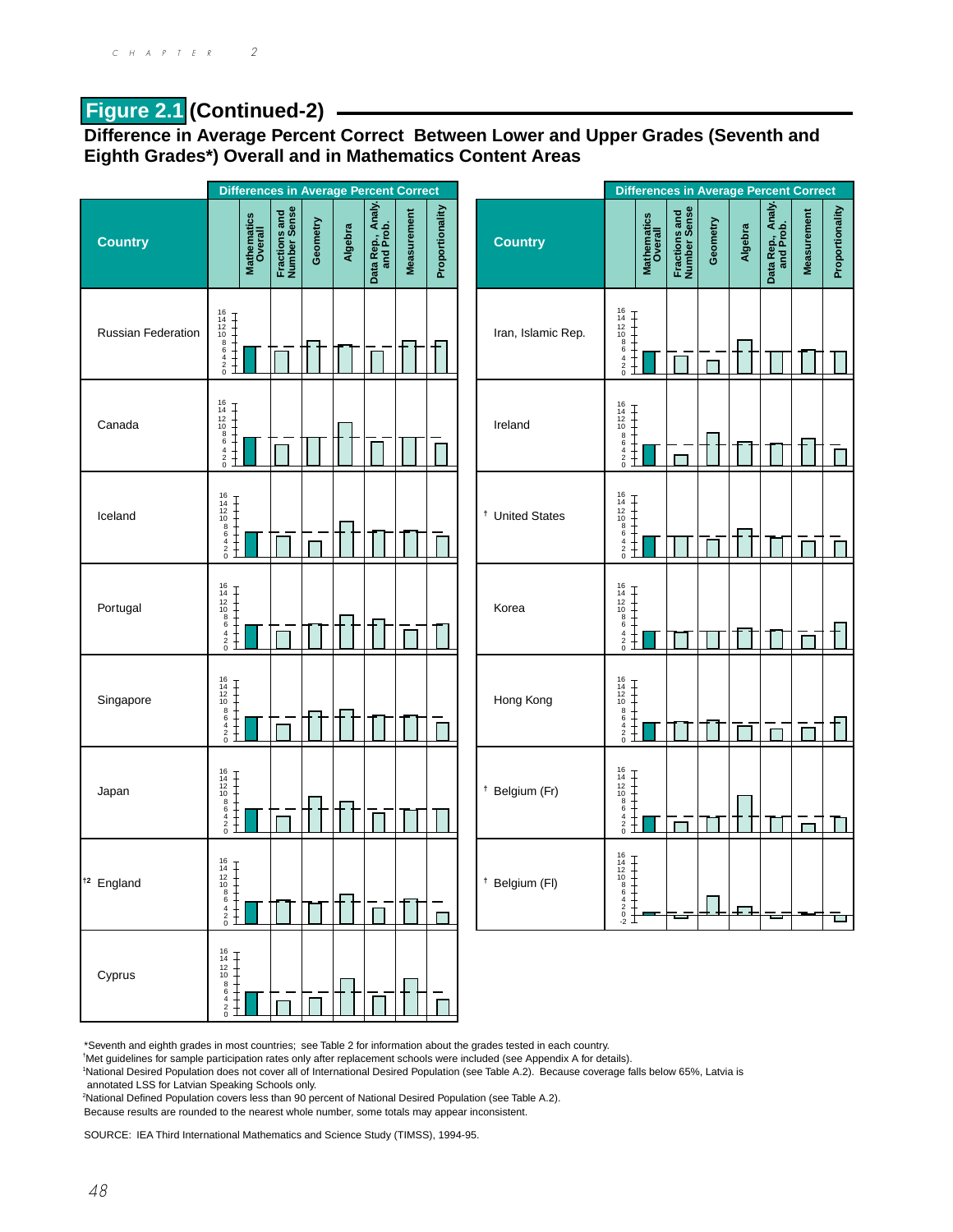## Figure 2.1 (Continued-2)

### Difference in Average Percent Correct Between Lower and Upper Grades (Seventh and Eighth Grades*) Overall and in Mathematics Content Areas

| Country | Differences in Average Percent Correct |
|---|---|
| | Mathematics Overall · Fractions and Number Sense · Geometry · Algebra · Data Rep., Analy. and Prob. · Measurement · Proportionality |
| Russian Federation | |
| Canada | |
| Iceland | |
| Portugal | |
| Singapore | |
| Japan | |
| †2 England | |
| Cyprus | |
| Iran, Islamic Rep. | |
| Ireland | |
| † United States | |
| Korea | |
| Hong Kong | |
| † Belgium (Fr) | |
| † Belgium (Fl) | |

*Seventh and eighth grades in most countries; see Table 2 for information about the grades tested in each country.

†Met guidelines for sample participation rates only after replacement schools were included (see Appendix A for details).

[1]National Desired Population does not cover all of International Desired Population (see Table A.2). Because coverage falls below 65%, Latvia is annotated LSS for Latvian Speaking Schools only.

[2]National Defined Population covers less than 90 percent of National Desired Population (see Table A.2).

Because results are rounded to the nearest whole number, some totals may appear inconsistent.

SOURCE: IEA Third International Mathematics and Science Study (TIMSS), 1994-95.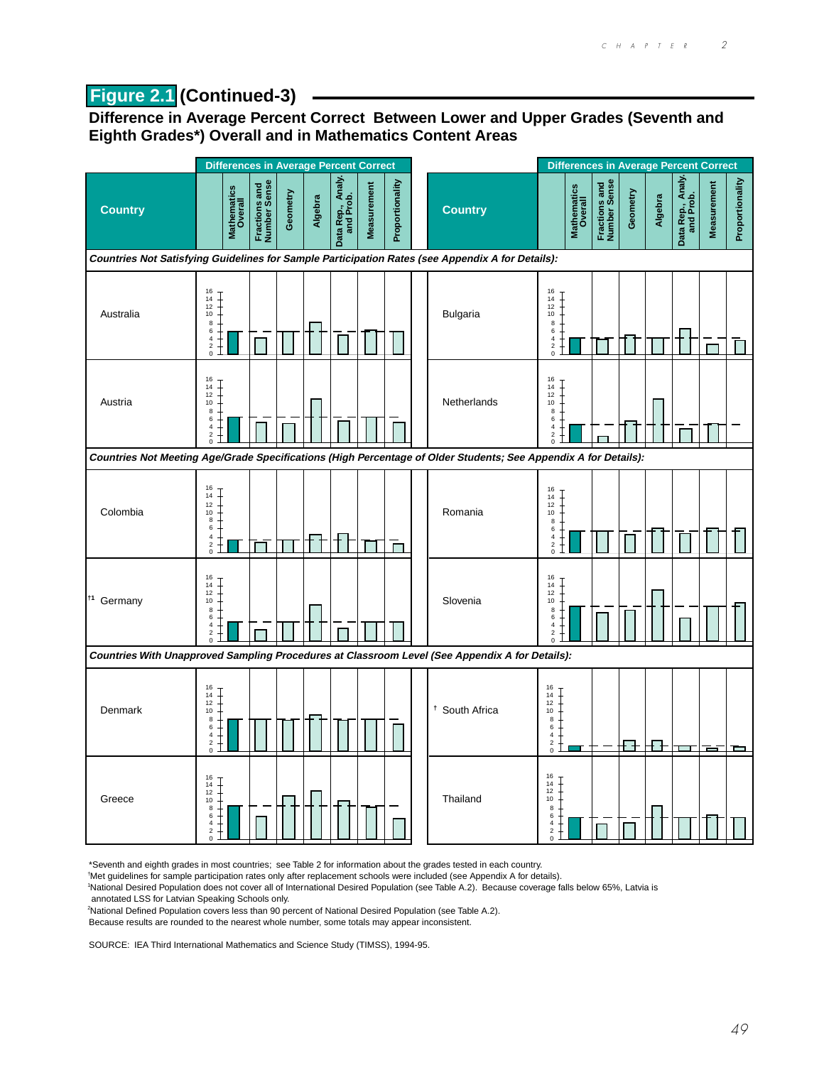## Figure 2.1 (Continued-3)

### Difference in Average Percent Correct Between Lower and Upper Grades (Seventh and Eighth Grades*) Overall and in Mathematics Content Areas

| Country | Differences in Average Percent Correct | | | | | | |
|---|---|---|---|---|---|---|---|
| | Mathematics Overall | Fractions and Number Sense | Geometry | Algebra | Data Rep., Analy. and Prob. | Measurement | Proportionality |
| ***Countries Not Satisfying Guidelines for Sample Participation Rates (see Appendix A for Details):*** | | | | | | | |
| Australia | | | | | | | |
| Austria | | | | | | | |
| Bulgaria | | | | | | | |
| Netherlands | | | | | | | |
| ***Countries Not Meeting Age/Grade Specifications (High Percentage of Older Students; See Appendix A for Details):*** | | | | | | | |
| Colombia | | | | | | | |
| †1 Germany | | | | | | | |
| Romania | | | | | | | |
| Slovenia | | | | | | | |
| ***Countries With Unapproved Sampling Procedures at Classroom Level (See Appendix A for Details):*** | | | | | | | |
| Denmark | | | | | | | |
| Greece | | | | | | | |
| † South Africa | | | | | | | |
| Thailand | | | | | | | |

*Seventh and eighth grades in most countries; see Table 2 for information about the grades tested in each country.

†Met guidelines for sample participation rates only after replacement schools were included (see Appendix A for details).

[1]National Desired Population does not cover all of International Desired Population (see Table A.2). Because coverage falls below 65%, Latvia is annotated LSS for Latvian Speaking Schools only.

[2]National Defined Population covers less than 90 percent of National Desired Population (see Table A.2).

Because results are rounded to the nearest whole number, some totals may appear inconsistent.

SOURCE: IEA Third International Mathematics and Science Study (TIMSS), 1994-95.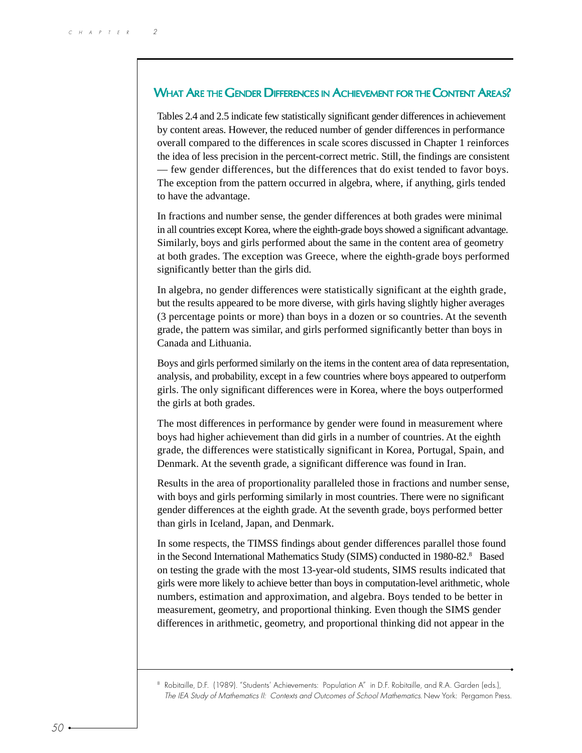## What Are the Gender Differences in Achievement for the Content Areas?

Tables 2.4 and 2.5 indicate few statistically significant gender differences in achievement by content areas. However, the reduced number of gender differences in performance overall compared to the differences in scale scores discussed in Chapter 1 reinforces the idea of less precision in the percent-correct metric. Still, the findings are consistent — few gender differences, but the differences that do exist tended to favor boys. The exception from the pattern occurred in algebra, where, if anything, girls tended to have the advantage.

In fractions and number sense, the gender differences at both grades were minimal in all countries except Korea, where the eighth-grade boys showed a significant advantage. Similarly, boys and girls performed about the same in the content area of geometry at both grades. The exception was Greece, where the eighth-grade boys performed significantly better than the girls did.

In algebra, no gender differences were statistically significant at the eighth grade, but the results appeared to be more diverse, with girls having slightly higher averages (3 percentage points or more) than boys in a dozen or so countries. At the seventh grade, the pattern was similar, and girls performed significantly better than boys in Canada and Lithuania.

Boys and girls performed similarly on the items in the content area of data representation, analysis, and probability, except in a few countries where boys appeared to outperform girls. The only significant differences were in Korea, where the boys outperformed the girls at both grades.

The most differences in performance by gender were found in measurement where boys had higher achievement than did girls in a number of countries. At the eighth grade, the differences were statistically significant in Korea, Portugal, Spain, and Denmark. At the seventh grade, a significant difference was found in Iran.

Results in the area of proportionality paralleled those in fractions and number sense, with boys and girls performing similarly in most countries. There were no significant gender differences at the eighth grade. At the seventh grade, boys performed better than girls in Iceland, Japan, and Denmark.

In some respects, the TIMSS findings about gender differences parallel those found in the Second International Mathematics Study (SIMS) conducted in 1980-82.[8] Based on testing the grade with the most 13-year-old students, SIMS results indicated that girls were more likely to achieve better than boys in computation-level arithmetic, whole numbers, estimation and approximation, and algebra. Boys tended to be better in measurement, geometry, and proportional thinking. Even though the SIMS gender differences in arithmetic, geometry, and proportional thinking did not appear in the

[8] Robitaille, D.F. (1989). "Students' Achievements: Population A" in D.F. Robitaille, and R.A. Garden (eds.), *The IEA Study of Mathematics II: Contexts and Outcomes of School Mathematics.* New York: Pergamon Press.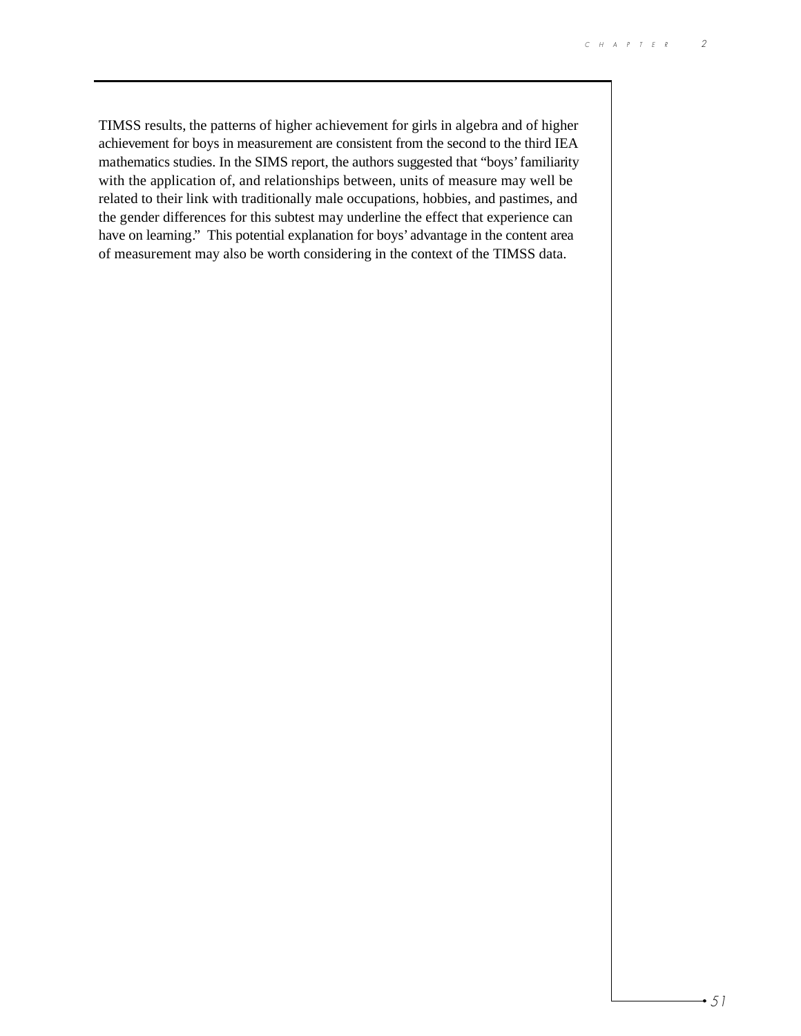TIMSS results, the patterns of higher achievement for girls in algebra and of higher achievement for boys in measurement are consistent from the second to the third IEA mathematics studies. In the SIMS report, the authors suggested that "boys' familiarity with the application of, and relationships between, units of measure may well be related to their link with traditionally male occupations, hobbies, and pastimes, and the gender differences for this subtest may underline the effect that experience can have on learning." This potential explanation for boys' advantage in the content area of measurement may also be worth considering in the context of the TIMSS data.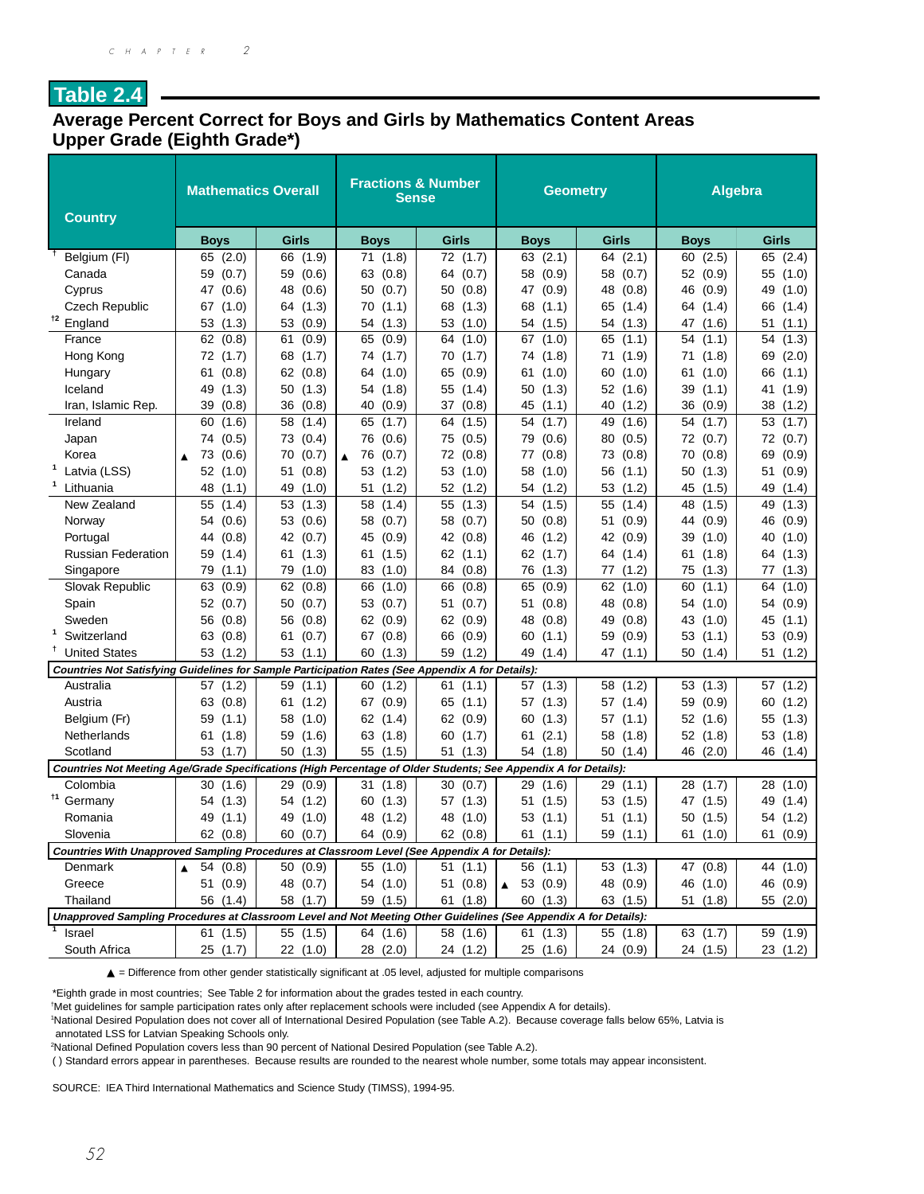## Table 2.4

### Average Percent Correct for Boys and Girls by Mathematics Content Areas Upper Grade (Eighth Grade*)

| Country | Mathematics Overall | | Fractions & Number Sense | | Geometry | | Algebra | |
|---|---|---|---|---|---|---|---|---|
| | Boys | Girls | Boys | Girls | Boys | Girls | Boys | Girls |
| † Belgium (Fl) | 65 (2.0) | 66 (1.9) | 71 (1.8) | 72 (1.7) | 63 (2.1) | 64 (2.1) | 60 (2.5) | 65 (2.4) |
| Canada | 59 (0.7) | 59 (0.6) | 63 (0.8) | 64 (0.7) | 58 (0.9) | 58 (0.7) | 52 (0.9) | 55 (1.0) |
| Cyprus | 47 (0.6) | 48 (0.6) | 50 (0.7) | 50 (0.8) | 47 (0.9) | 48 (0.8) | 46 (0.9) | 49 (1.0) |
| Czech Republic | 67 (1.0) | 64 (1.3) | 70 (1.1) | 68 (1.3) | 68 (1.1) | 65 (1.4) | 64 (1.4) | 66 (1.4) |
| †2 England | 53 (1.3) | 53 (0.9) | 54 (1.3) | 53 (1.0) | 54 (1.5) | 54 (1.3) | 47 (1.6) | 51 (1.1) |
| France | 62 (0.8) | 61 (0.9) | 65 (0.9) | 64 (1.0) | 67 (1.0) | 65 (1.1) | 54 (1.1) | 54 (1.3) |
| Hong Kong | 72 (1.7) | 68 (1.7) | 74 (1.7) | 70 (1.7) | 74 (1.8) | 71 (1.9) | 71 (1.8) | 69 (2.0) |
| Hungary | 61 (0.8) | 62 (0.8) | 64 (1.0) | 65 (0.9) | 61 (1.0) | 60 (1.0) | 61 (1.0) | 66 (1.1) |
| Iceland | 49 (1.3) | 50 (1.3) | 54 (1.8) | 55 (1.4) | 50 (1.3) | 52 (1.6) | 39 (1.1) | 41 (1.9) |
| Iran, Islamic Rep. | 39 (0.8) | 36 (0.8) | 40 (0.9) | 37 (0.8) | 45 (1.1) | 40 (1.2) | 36 (0.9) | 38 (1.2) |
| Ireland | 60 (1.6) | 58 (1.4) | 65 (1.7) | 64 (1.5) | 54 (1.7) | 49 (1.6) | 54 (1.7) | 53 (1.7) |
| Japan | 74 (0.5) | 73 (0.4) | 76 (0.6) | 75 (0.5) | 79 (0.6) | 80 (0.5) | 72 (0.7) | 72 (0.7) |
| Korea | ▲ 73 (0.6) | 70 (0.7) | ▲ 76 (0.7) | 72 (0.8) | 77 (0.8) | 73 (0.8) | 70 (0.8) | 69 (0.9) |
| 1 Latvia (LSS) | 52 (1.0) | 51 (0.8) | 53 (1.2) | 53 (1.0) | 58 (1.0) | 56 (1.1) | 50 (1.3) | 51 (0.9) |
| 1 Lithuania | 48 (1.1) | 49 (1.0) | 51 (1.2) | 52 (1.2) | 54 (1.2) | 53 (1.2) | 45 (1.5) | 49 (1.4) |
| New Zealand | 55 (1.4) | 53 (1.3) | 58 (1.4) | 55 (1.3) | 54 (1.5) | 55 (1.4) | 48 (1.5) | 49 (1.3) |
| Norway | 54 (0.6) | 53 (0.6) | 58 (0.7) | 58 (0.7) | 50 (0.8) | 51 (0.9) | 44 (0.9) | 46 (0.9) |
| Portugal | 44 (0.8) | 42 (0.7) | 45 (0.9) | 42 (0.8) | 46 (1.2) | 42 (0.9) | 39 (1.0) | 40 (1.0) |
| Russian Federation | 59 (1.4) | 61 (1.3) | 61 (1.5) | 62 (1.1) | 62 (1.7) | 64 (1.4) | 61 (1.8) | 64 (1.3) |
| Singapore | 79 (1.1) | 79 (1.0) | 83 (1.0) | 84 (0.8) | 76 (1.3) | 77 (1.2) | 75 (1.3) | 77 (1.3) |
| Slovak Republic | 63 (0.9) | 62 (0.8) | 66 (1.0) | 66 (0.8) | 65 (0.9) | 62 (1.0) | 60 (1.1) | 64 (1.0) |
| Spain | 52 (0.7) | 50 (0.7) | 53 (0.7) | 51 (0.7) | 51 (0.8) | 48 (0.8) | 54 (1.0) | 54 (0.9) |
| Sweden | 56 (0.8) | 56 (0.8) | 62 (0.9) | 62 (0.9) | 48 (0.8) | 49 (0.8) | 43 (1.0) | 45 (1.1) |
| 1 Switzerland | 63 (0.8) | 61 (0.7) | 67 (0.8) | 66 (0.9) | 60 (1.1) | 59 (0.9) | 53 (1.1) | 53 (0.9) |
| † United States | 53 (1.2) | 53 (1.1) | 60 (1.3) | 59 (1.2) | 49 (1.4) | 47 (1.1) | 50 (1.4) | 51 (1.2) |
| ***Countries Not Satisfying Guidelines for Sample Participation Rates (See Appendix A for Details):*** | | | | | | | | |
| Australia | 57 (1.2) | 59 (1.1) | 60 (1.2) | 61 (1.1) | 57 (1.3) | 58 (1.2) | 53 (1.3) | 57 (1.2) |
| Austria | 63 (0.8) | 61 (1.2) | 67 (0.9) | 65 (1.1) | 57 (1.3) | 57 (1.4) | 59 (0.9) | 60 (1.2) |
| Belgium (Fr) | 59 (1.1) | 58 (1.0) | 62 (1.4) | 62 (0.9) | 60 (1.3) | 57 (1.1) | 52 (1.6) | 55 (1.3) |
| Netherlands | 61 (1.8) | 59 (1.6) | 63 (1.8) | 60 (1.7) | 61 (2.1) | 58 (1.8) | 52 (1.8) | 53 (1.8) |
| Scotland | 53 (1.7) | 50 (1.3) | 55 (1.5) | 51 (1.3) | 54 (1.8) | 50 (1.4) | 46 (2.0) | 46 (1.4) |
| ***Countries Not Meeting Age/Grade Specifications (High Percentage of Older Students; See Appendix A for Details):*** | | | | | | | | |
| Colombia | 30 (1.6) | 29 (0.9) | 31 (1.8) | 30 (0.7) | 29 (1.6) | 29 (1.1) | 28 (1.7) | 28 (1.0) |
| †1 Germany | 54 (1.3) | 54 (1.2) | 60 (1.3) | 57 (1.3) | 51 (1.5) | 53 (1.5) | 47 (1.5) | 49 (1.4) |
| Romania | 49 (1.1) | 49 (1.0) | 48 (1.2) | 48 (1.0) | 53 (1.1) | 51 (1.1) | 50 (1.5) | 54 (1.2) |
| Slovenia | 62 (0.8) | 60 (0.7) | 64 (0.9) | 62 (0.8) | 61 (1.1) | 59 (1.1) | 61 (1.0) | 61 (0.9) |
| ***Countries With Unapproved Sampling Procedures at Classroom Level (See Appendix A for Details):*** | | | | | | | | |
| Denmark | ▲ 54 (0.8) | 50 (0.9) | 55 (1.0) | 51 (1.1) | 56 (1.1) | 53 (1.3) | 47 (0.8) | 44 (1.0) |
| Greece | 51 (0.9) | 48 (0.7) | 54 (1.0) | 51 (0.8) | ▲ 53 (0.9) | 48 (0.9) | 46 (1.0) | 46 (0.9) |
| Thailand | 56 (1.4) | 58 (1.7) | 59 (1.5) | 61 (1.8) | 60 (1.3) | 63 (1.5) | 51 (1.8) | 55 (2.0) |
| ***Unapproved Sampling Procedures at Classroom Level and Not Meeting Other Guidelines (See Appendix A for Details):*** | | | | | | | | |
| 1 Israel | 61 (1.5) | 55 (1.5) | 64 (1.6) | 58 (1.6) | 61 (1.3) | 55 (1.8) | 63 (1.7) | 59 (1.9) |
| South Africa | 25 (1.7) | 22 (1.0) | 28 (2.0) | 24 (1.2) | 25 (1.6) | 24 (0.9) | 24 (1.5) | 23 (1.2) |

▲ = Difference from other gender statistically significant at .05 level, adjusted for multiple comparisons

*Eighth grade in most countries; See Table 2 for information about the grades tested in each country.
†Met guidelines for sample participation rates only after replacement schools were included (see Appendix A for details).
1National Desired Population does not cover all of International Desired Population (see Table A.2). Because coverage falls below 65%, Latvia is annotated LSS for Latvian Speaking Schools only.
2National Defined Population covers less than 90 percent of National Desired Population (see Table A.2).
( ) Standard errors appear in parentheses. Because results are rounded to the nearest whole number, some totals may appear inconsistent.

SOURCE: IEA Third International Mathematics and Science Study (TIMSS), 1994-95.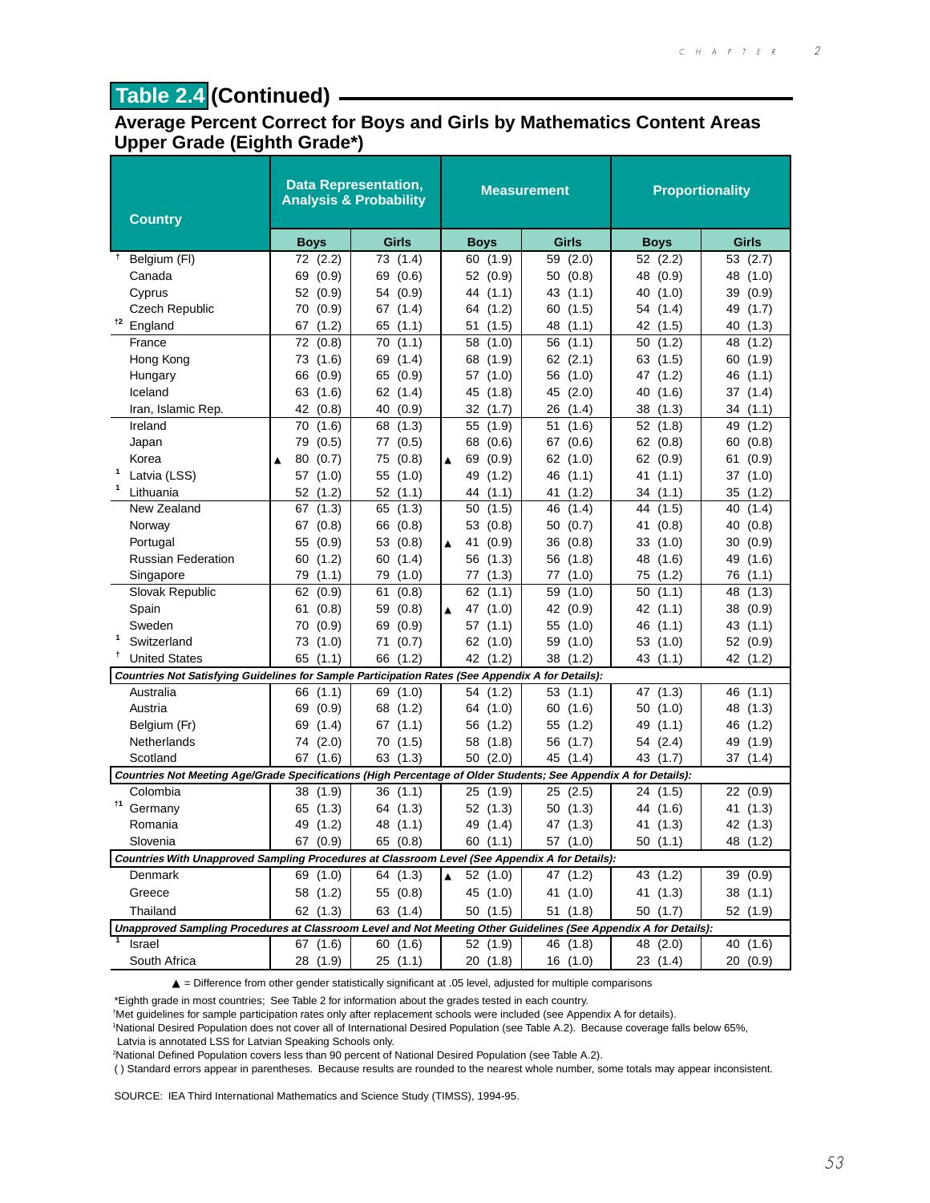## Table 2.4 (Continued)

### Average Percent Correct for Boys and Girls by Mathematics Content Areas Upper Grade (Eighth Grade*)

| Country | Data Representation, Analysis & Probability | | Measurement | | Proportionality | |
|---|---|---|---|---|---|---|
| | Boys | Girls | Boys | Girls | Boys | Girls |
| † Belgium (Fl) | 72 (2.2) | 73 (1.4) | 60 (1.9) | 59 (2.0) | 52 (2.2) | 53 (2.7) |
| Canada | 69 (0.9) | 69 (0.6) | 52 (0.9) | 50 (0.8) | 48 (0.9) | 48 (1.0) |
| Cyprus | 52 (0.9) | 54 (0.9) | 44 (1.1) | 43 (1.1) | 40 (1.0) | 39 (0.9) |
| Czech Republic | 70 (0.9) | 67 (1.4) | 64 (1.2) | 60 (1.5) | 54 (1.4) | 49 (1.7) |
| †2 England | 67 (1.2) | 65 (1.1) | 51 (1.5) | 48 (1.1) | 42 (1.5) | 40 (1.3) |
| France | 72 (0.8) | 70 (1.1) | 58 (1.0) | 56 (1.1) | 50 (1.2) | 48 (1.2) |
| Hong Kong | 73 (1.6) | 69 (1.4) | 68 (1.9) | 62 (2.1) | 63 (1.5) | 60 (1.9) |
| Hungary | 66 (0.9) | 65 (0.9) | 57 (1.0) | 56 (1.0) | 47 (1.2) | 46 (1.1) |
| Iceland | 63 (1.6) | 62 (1.4) | 45 (1.8) | 45 (2.0) | 40 (1.6) | 37 (1.4) |
| Iran, Islamic Rep. | 42 (0.8) | 40 (0.9) | 32 (1.7) | 26 (1.4) | 38 (1.3) | 34 (1.1) |
| Ireland | 70 (1.6) | 68 (1.3) | 55 (1.9) | 51 (1.6) | 52 (1.8) | 49 (1.2) |
| Japan | 79 (0.5) | 77 (0.5) | 68 (0.6) | 67 (0.6) | 62 (0.8) | 60 (0.8) |
| Korea | ▲ 80 (0.7) | 75 (0.8) | ▲ 69 (0.9) | 62 (1.0) | 62 (0.9) | 61 (0.9) |
| 1 Latvia (LSS) | 57 (1.0) | 55 (1.0) | 49 (1.2) | 46 (1.1) | 41 (1.1) | 37 (1.0) |
| 1 Lithuania | 52 (1.2) | 52 (1.1) | 44 (1.1) | 41 (1.2) | 34 (1.1) | 35 (1.2) |
| New Zealand | 67 (1.3) | 65 (1.3) | 50 (1.5) | 46 (1.4) | 44 (1.5) | 40 (1.4) |
| Norway | 67 (0.8) | 66 (0.8) | 53 (0.8) | 50 (0.7) | 41 (0.8) | 40 (0.8) |
| Portugal | 55 (0.9) | 53 (0.8) | ▲ 41 (0.9) | 36 (0.8) | 33 (1.0) | 30 (0.9) |
| Russian Federation | 60 (1.2) | 60 (1.4) | 56 (1.3) | 56 (1.8) | 48 (1.6) | 49 (1.6) |
| Singapore | 79 (1.1) | 79 (1.0) | 77 (1.3) | 77 (1.0) | 75 (1.2) | 76 (1.1) |
| Slovak Republic | 62 (0.9) | 61 (0.8) | 62 (1.1) | 59 (1.0) | 50 (1.1) | 48 (1.3) |
| Spain | 61 (0.8) | 59 (0.8) | ▲ 47 (1.0) | 42 (0.9) | 42 (1.1) | 38 (0.9) |
| Sweden | 70 (0.9) | 69 (0.9) | 57 (1.1) | 55 (1.0) | 46 (1.1) | 43 (1.1) |
| 1 Switzerland | 73 (1.0) | 71 (0.7) | 62 (1.0) | 59 (1.0) | 53 (1.0) | 52 (0.9) |
| † United States | 65 (1.1) | 66 (1.2) | 42 (1.2) | 38 (1.2) | 43 (1.1) | 42 (1.2) |
| ***Countries Not Satisfying Guidelines for Sample Participation Rates (See Appendix A for Details):*** | | | | | | |
| Australia | 66 (1.1) | 69 (1.0) | 54 (1.2) | 53 (1.1) | 47 (1.3) | 46 (1.1) |
| Austria | 69 (0.9) | 68 (1.2) | 64 (1.0) | 60 (1.6) | 50 (1.0) | 48 (1.3) |
| Belgium (Fr) | 69 (1.4) | 67 (1.1) | 56 (1.2) | 55 (1.2) | 49 (1.1) | 46 (1.2) |
| Netherlands | 74 (2.0) | 70 (1.5) | 58 (1.8) | 56 (1.7) | 54 (2.4) | 49 (1.9) |
| Scotland | 67 (1.6) | 63 (1.3) | 50 (2.0) | 45 (1.4) | 43 (1.7) | 37 (1.4) |
| ***Countries Not Meeting Age/Grade Specifications (High Percentage of Older Students; See Appendix A for Details):*** | | | | | | |
| Colombia | 38 (1.9) | 36 (1.1) | 25 (1.9) | 25 (2.5) | 24 (1.5) | 22 (0.9) |
| †1 Germany | 65 (1.3) | 64 (1.3) | 52 (1.3) | 50 (1.3) | 44 (1.6) | 41 (1.3) |
| Romania | 49 (1.2) | 48 (1.1) | 49 (1.4) | 47 (1.3) | 41 (1.3) | 42 (1.3) |
| Slovenia | 67 (0.9) | 65 (0.8) | 60 (1.1) | 57 (1.0) | 50 (1.1) | 48 (1.2) |
| ***Countries With Unapproved Sampling Procedures at Classroom Level (See Appendix A for Details):*** | | | | | | |
| Denmark | 69 (1.0) | 64 (1.3) | ▲ 52 (1.0) | 47 (1.2) | 43 (1.2) | 39 (0.9) |
| Greece | 58 (1.2) | 55 (0.8) | 45 (1.0) | 41 (1.0) | 41 (1.3) | 38 (1.1) |
| Thailand | 62 (1.3) | 63 (1.4) | 50 (1.5) | 51 (1.8) | 50 (1.7) | 52 (1.9) |
| ***Unapproved Sampling Procedures at Classroom Level and Not Meeting Other Guidelines (See Appendix A for Details):*** | | | | | | |
| 1 Israel | 67 (1.6) | 60 (1.6) | 52 (1.9) | 46 (1.8) | 48 (2.0) | 40 (1.6) |
| South Africa | 28 (1.9) | 25 (1.1) | 20 (1.8) | 16 (1.0) | 23 (1.4) | 20 (0.9) |

▲ = Difference from other gender statistically significant at .05 level, adjusted for multiple comparisons

*Eighth grade in most countries; See Table 2 for information about the grades tested in each country.

†Met guidelines for sample participation rates only after replacement schools were included (see Appendix A for details).

¹National Desired Population does not cover all of International Desired Population (see Table A.2). Because coverage falls below 65%, Latvia is annotated LSS for Latvian Speaking Schools only.

²National Defined Population covers less than 90 percent of National Desired Population (see Table A.2).

( ) Standard errors appear in parentheses. Because results are rounded to the nearest whole number, some totals may appear inconsistent.

SOURCE: IEA Third International Mathematics and Science Study (TIMSS), 1994-95.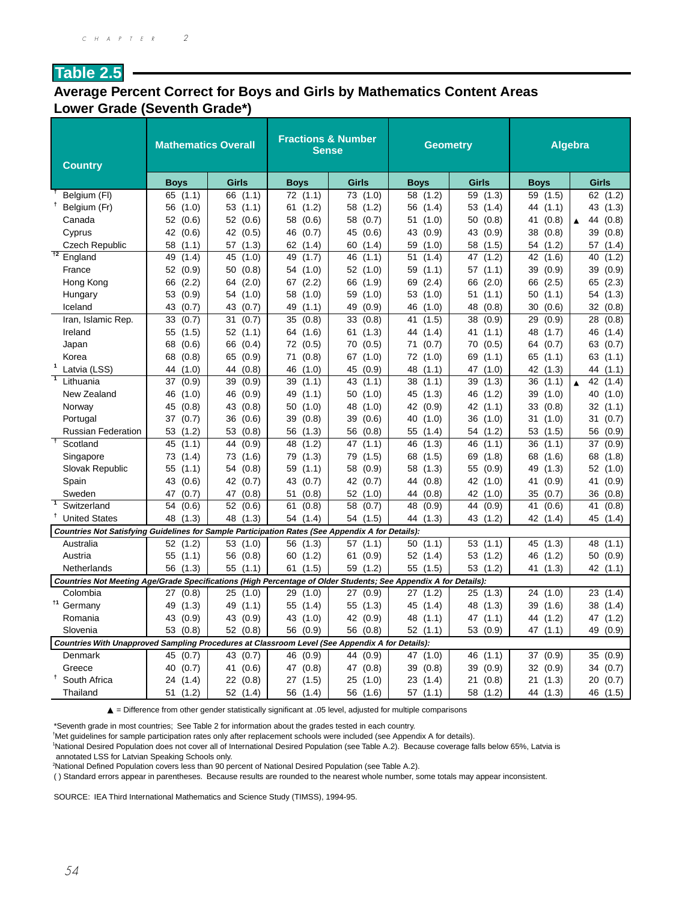## Table 2.5

### Average Percent Correct for Boys and Girls by Mathematics Content Areas Lower Grade (Seventh Grade*)

| Country | Mathematics Overall | | Fractions & Number Sense | | Geometry | | Algebra | |
|---|---|---|---|---|---|---|---|---|
| | Boys | Girls | Boys | Girls | Boys | Girls | Boys | Girls |
| † Belgium (Fl) | 65 (1.1) | 66 (1.1) | 72 (1.1) | 73 (1.0) | 58 (1.2) | 59 (1.3) | 59 (1.5) | 62 (1.2) |
| † Belgium (Fr) | 56 (1.0) | 53 (1.1) | 61 (1.2) | 58 (1.2) | 56 (1.4) | 53 (1.4) | 44 (1.1) | 43 (1.3) |
| Canada | 52 (0.6) | 52 (0.6) | 58 (0.6) | 58 (0.7) | 51 (1.0) | 50 (0.8) | 41 (0.8) | ▲ 44 (0.8) |
| Cyprus | 42 (0.6) | 42 (0.5) | 46 (0.7) | 45 (0.6) | 43 (0.9) | 43 (0.9) | 38 (0.8) | 39 (0.8) |
| Czech Republic | 58 (1.1) | 57 (1.3) | 62 (1.4) | 60 (1.4) | 59 (1.0) | 58 (1.5) | 54 (1.2) | 57 (1.4) |
| †2 England | 49 (1.4) | 45 (1.0) | 49 (1.7) | 46 (1.1) | 51 (1.4) | 47 (1.2) | 42 (1.6) | 40 (1.2) |
| France | 52 (0.9) | 50 (0.8) | 54 (1.0) | 52 (1.0) | 59 (1.1) | 57 (1.1) | 39 (0.9) | 39 (0.9) |
| Hong Kong | 66 (2.2) | 64 (2.0) | 67 (2.2) | 66 (1.9) | 69 (2.4) | 66 (2.0) | 66 (2.5) | 65 (2.3) |
| Hungary | 53 (0.9) | 54 (1.0) | 58 (1.0) | 59 (1.0) | 53 (1.0) | 51 (1.1) | 50 (1.1) | 54 (1.3) |
| Iceland | 43 (0.7) | 43 (0.7) | 49 (1.1) | 49 (0.9) | 46 (1.0) | 48 (0.8) | 30 (0.6) | 32 (0.8) |
| Iran, Islamic Rep. | 33 (0.7) | 31 (0.7) | 35 (0.8) | 33 (0.8) | 41 (1.5) | 38 (0.9) | 29 (0.9) | 28 (0.8) |
| Ireland | 55 (1.5) | 52 (1.1) | 64 (1.6) | 61 (1.3) | 44 (1.4) | 41 (1.1) | 48 (1.7) | 46 (1.4) |
| Japan | 68 (0.6) | 66 (0.4) | 72 (0.5) | 70 (0.5) | 71 (0.7) | 70 (0.5) | 64 (0.7) | 63 (0.7) |
| Korea | 68 (0.8) | 65 (0.9) | 71 (0.8) | 67 (1.0) | 72 (1.0) | 69 (1.1) | 65 (1.1) | 63 (1.1) |
| 1 Latvia (LSS) | 44 (1.0) | 44 (0.8) | 46 (1.0) | 45 (0.9) | 48 (1.1) | 47 (1.0) | 42 (1.3) | 44 (1.1) |
| 1 Lithuania | 37 (0.9) | 39 (0.9) | 39 (1.1) | 43 (1.1) | 38 (1.1) | 39 (1.3) | 36 (1.1) | ▲ 42 (1.4) |
| New Zealand | 46 (1.0) | 46 (0.9) | 49 (1.1) | 50 (1.0) | 45 (1.3) | 46 (1.2) | 39 (1.0) | 40 (1.0) |
| Norway | 45 (0.8) | 43 (0.8) | 50 (1.0) | 48 (1.0) | 42 (0.9) | 42 (1.1) | 33 (0.8) | 32 (1.1) |
| Portugal | 37 (0.7) | 36 (0.6) | 39 (0.8) | 39 (0.6) | 40 (1.0) | 36 (1.0) | 31 (1.0) | 31 (0.7) |
| Russian Federation | 53 (1.2) | 53 (0.8) | 56 (1.3) | 56 (0.8) | 55 (1.4) | 54 (1.2) | 53 (1.5) | 56 (0.9) |
| † Scotland | 45 (1.1) | 44 (0.9) | 48 (1.2) | 47 (1.1) | 46 (1.3) | 46 (1.1) | 36 (1.1) | 37 (0.9) |
| Singapore | 73 (1.4) | 73 (1.6) | 79 (1.3) | 79 (1.5) | 68 (1.5) | 69 (1.8) | 68 (1.6) | 68 (1.8) |
| Slovak Republic | 55 (1.1) | 54 (0.8) | 59 (1.1) | 58 (0.9) | 58 (1.3) | 55 (0.9) | 49 (1.3) | 52 (1.0) |
| Spain | 43 (0.6) | 42 (0.7) | 43 (0.7) | 42 (0.7) | 44 (0.8) | 42 (1.0) | 41 (0.9) | 41 (0.9) |
| Sweden | 47 (0.7) | 47 (0.8) | 51 (0.8) | 52 (1.0) | 44 (0.8) | 42 (1.0) | 35 (0.7) | 36 (0.8) |
| 1 Switzerland | 54 (0.6) | 52 (0.6) | 61 (0.8) | 58 (0.7) | 48 (0.9) | 44 (0.9) | 41 (0.6) | 41 (0.8) |
| † United States | 48 (1.3) | 48 (1.3) | 54 (1.4) | 54 (1.5) | 44 (1.3) | 43 (1.2) | 42 (1.4) | 45 (1.4) |
| *Countries Not Satisfying Guidelines for Sample Participation Rates (See Appendix A for Details):* | | | | | | | | |
| Australia | 52 (1.2) | 53 (1.0) | 56 (1.3) | 57 (1.1) | 50 (1.1) | 53 (1.1) | 45 (1.3) | 48 (1.1) |
| Austria | 55 (1.1) | 56 (0.8) | 60 (1.2) | 61 (0.9) | 52 (1.4) | 53 (1.2) | 46 (1.2) | 50 (0.9) |
| Netherlands | 56 (1.3) | 55 (1.1) | 61 (1.5) | 59 (1.2) | 55 (1.5) | 53 (1.2) | 41 (1.3) | 42 (1.1) |
| *Countries Not Meeting Age/Grade Specifications (High Percentage of Older Students; See Appendix A for Details):* | | | | | | | | |
| Colombia | 27 (0.8) | 25 (1.0) | 29 (1.0) | 27 (0.9) | 27 (1.2) | 25 (1.3) | 24 (1.0) | 23 (1.4) |
| †1 Germany | 49 (1.3) | 49 (1.1) | 55 (1.4) | 55 (1.3) | 45 (1.4) | 48 (1.3) | 39 (1.6) | 38 (1.4) |
| Romania | 43 (0.9) | 43 (0.9) | 43 (1.0) | 42 (0.9) | 48 (1.1) | 47 (1.1) | 44 (1.2) | 47 (1.2) |
| Slovenia | 53 (0.8) | 52 (0.8) | 56 (0.9) | 56 (0.8) | 52 (1.1) | 53 (0.9) | 47 (1.1) | 49 (0.9) |
| *Countries With Unapproved Sampling Procedures at Classroom Level (See Appendix A for Details):* | | | | | | | | |
| Denmark | 45 (0.7) | 43 (0.7) | 46 (0.9) | 44 (0.9) | 47 (1.0) | 46 (1.1) | 37 (0.9) | 35 (0.9) |
| Greece | 40 (0.7) | 41 (0.6) | 47 (0.8) | 47 (0.8) | 39 (0.8) | 39 (0.9) | 32 (0.9) | 34 (0.7) |
| † South Africa | 24 (1.4) | 22 (0.8) | 27 (1.5) | 25 (1.0) | 23 (1.4) | 21 (0.8) | 21 (1.3) | 20 (0.7) |
| Thailand | 51 (1.2) | 52 (1.4) | 56 (1.4) | 56 (1.6) | 57 (1.1) | 58 (1.2) | 44 (1.3) | 46 (1.5) |

▲ = Difference from other gender statistically significant at .05 level, adjusted for multiple comparisons

*Seventh grade in most countries; See Table 2 for information about the grades tested in each country.

†Met guidelines for sample participation rates only after replacement schools were included (see Appendix A for details).

¹National Desired Population does not cover all of International Desired Population (see Table A.2). Because coverage falls below 65%, Latvia is annotated LSS for Latvian Speaking Schools only.

²National Defined Population covers less than 90 percent of National Desired Population (see Table A.2).

( ) Standard errors appear in parentheses. Because results are rounded to the nearest whole number, some totals may appear inconsistent.

SOURCE: IEA Third International Mathematics and Science Study (TIMSS), 1994-95.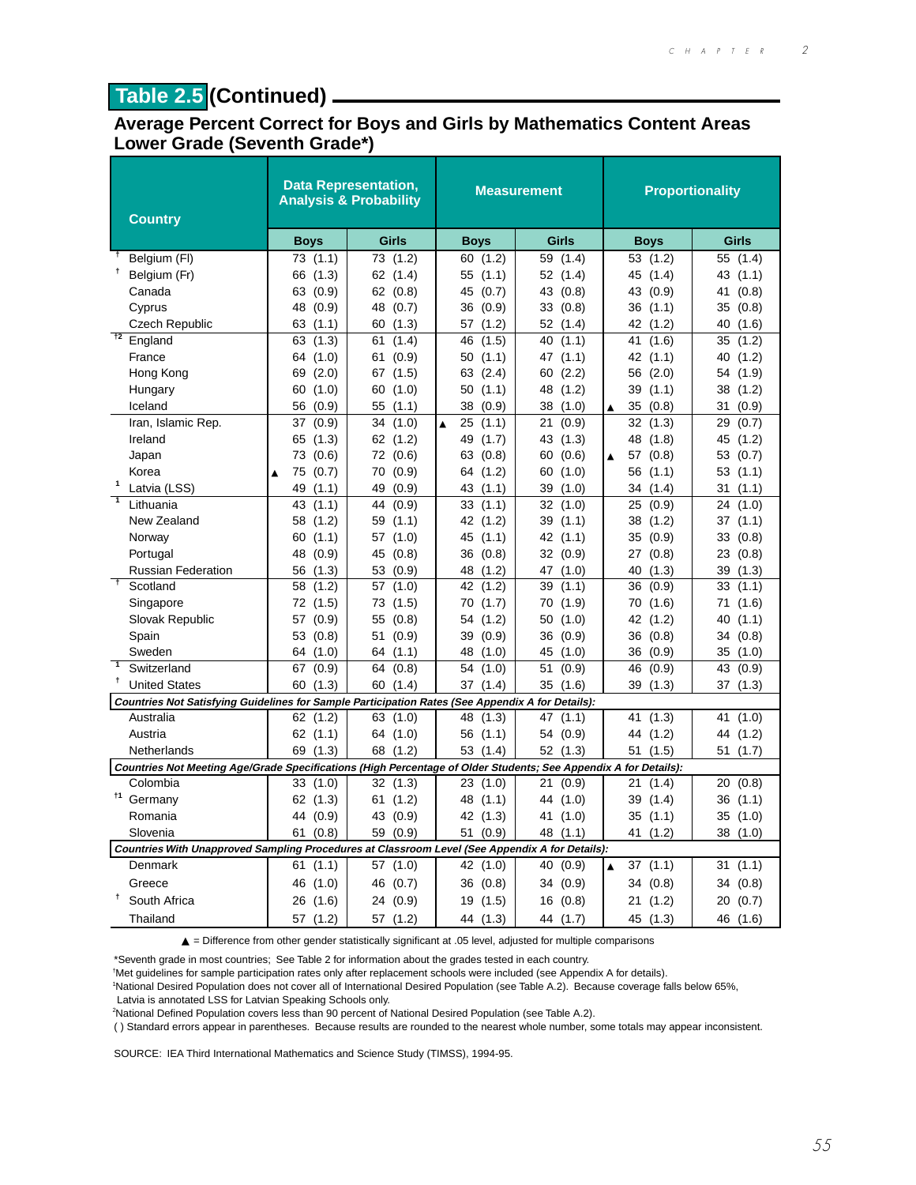## Table 2.5 (Continued)

### Average Percent Correct for Boys and Girls by Mathematics Content Areas Lower Grade (Seventh Grade*)

| Country | Data Representation, Analysis & Probability | | Measurement | | Proportionality | |
|---|---|---|---|---|---|---|
| | Boys | Girls | Boys | Girls | Boys | Girls |
| † Belgium (Fl) | 73 (1.1) | 73 (1.2) | 60 (1.2) | 59 (1.4) | 53 (1.2) | 55 (1.4) |
| † Belgium (Fr) | 66 (1.3) | 62 (1.4) | 55 (1.1) | 52 (1.4) | 45 (1.4) | 43 (1.1) |
| Canada | 63 (0.9) | 62 (0.8) | 45 (0.7) | 43 (0.8) | 43 (0.9) | 41 (0.8) |
| Cyprus | 48 (0.9) | 48 (0.7) | 36 (0.9) | 33 (0.8) | 36 (1.1) | 35 (0.8) |
| Czech Republic | 63 (1.1) | 60 (1.3) | 57 (1.2) | 52 (1.4) | 42 (1.2) | 40 (1.6) |
| †2 England | 63 (1.3) | 61 (1.4) | 46 (1.5) | 40 (1.1) | 41 (1.6) | 35 (1.2) |
| France | 64 (1.0) | 61 (0.9) | 50 (1.1) | 47 (1.1) | 42 (1.1) | 40 (1.2) |
| Hong Kong | 69 (2.0) | 67 (1.5) | 63 (2.4) | 60 (2.2) | 56 (2.0) | 54 (1.9) |
| Hungary | 60 (1.0) | 60 (1.0) | 50 (1.1) | 48 (1.2) | 39 (1.1) | 38 (1.2) |
| Iceland | 56 (0.9) | 55 (1.1) | 38 (0.9) | 38 (1.0) | ▲ 35 (0.8) | 31 (0.9) |
| Iran, Islamic Rep. | 37 (0.9) | 34 (1.0) | ▲ 25 (1.1) | 21 (0.9) | 32 (1.3) | 29 (0.7) |
| Ireland | 65 (1.3) | 62 (1.2) | 49 (1.7) | 43 (1.3) | 48 (1.8) | 45 (1.2) |
| Japan | 73 (0.6) | 72 (0.6) | 63 (0.8) | 60 (0.6) | ▲ 57 (0.8) | 53 (0.7) |
| Korea | ▲ 75 (0.7) | 70 (0.9) | 64 (1.2) | 60 (1.0) | 56 (1.1) | 53 (1.1) |
| 1 Latvia (LSS) | 49 (1.1) | 49 (0.9) | 43 (1.1) | 39 (1.0) | 34 (1.4) | 31 (1.1) |
| 1 Lithuania | 43 (1.1) | 44 (0.9) | 33 (1.1) | 32 (1.0) | 25 (0.9) | 24 (1.0) |
| New Zealand | 58 (1.2) | 59 (1.1) | 42 (1.2) | 39 (1.1) | 38 (1.2) | 37 (1.1) |
| Norway | 60 (1.1) | 57 (1.0) | 45 (1.1) | 42 (1.1) | 35 (0.9) | 33 (0.8) |
| Portugal | 48 (0.9) | 45 (0.8) | 36 (0.8) | 32 (0.9) | 27 (0.8) | 23 (0.8) |
| Russian Federation | 56 (1.3) | 53 (0.9) | 48 (1.2) | 47 (1.0) | 40 (1.3) | 39 (1.3) |
| † Scotland | 58 (1.2) | 57 (1.0) | 42 (1.2) | 39 (1.1) | 36 (0.9) | 33 (1.1) |
| Singapore | 72 (1.5) | 73 (1.5) | 70 (1.7) | 70 (1.9) | 70 (1.6) | 71 (1.6) |
| Slovak Republic | 57 (0.9) | 55 (0.8) | 54 (1.2) | 50 (1.0) | 42 (1.2) | 40 (1.1) |
| Spain | 53 (0.8) | 51 (0.9) | 39 (0.9) | 36 (0.9) | 36 (0.8) | 34 (0.8) |
| Sweden | 64 (1.0) | 64 (1.1) | 48 (1.0) | 45 (1.0) | 36 (0.9) | 35 (1.0) |
| 1 Switzerland | 67 (0.9) | 64 (0.8) | 54 (1.0) | 51 (0.9) | 46 (0.9) | 43 (0.9) |
| † United States | 60 (1.3) | 60 (1.4) | 37 (1.4) | 35 (1.6) | 39 (1.3) | 37 (1.3) |
| *Countries Not Satisfying Guidelines for Sample Participation Rates (See Appendix A for Details):* | | | | | | |
| Australia | 62 (1.2) | 63 (1.0) | 48 (1.3) | 47 (1.1) | 41 (1.3) | 41 (1.0) |
| Austria | 62 (1.1) | 64 (1.0) | 56 (1.1) | 54 (0.9) | 44 (1.2) | 44 (1.2) |
| Netherlands | 69 (1.3) | 68 (1.2) | 53 (1.4) | 52 (1.3) | 51 (1.5) | 51 (1.7) |
| *Countries Not Meeting Age/Grade Specifications (High Percentage of Older Students; See Appendix A for Details):* | | | | | | |
| Colombia | 33 (1.0) | 32 (1.3) | 23 (1.0) | 21 (0.9) | 21 (1.4) | 20 (0.8) |
| †1 Germany | 62 (1.3) | 61 (1.2) | 48 (1.1) | 44 (1.0) | 39 (1.4) | 36 (1.1) |
| Romania | 44 (0.9) | 43 (0.9) | 42 (1.3) | 41 (1.0) | 35 (1.1) | 35 (1.0) |
| Slovenia | 61 (0.8) | 59 (0.9) | 51 (0.9) | 48 (1.1) | 41 (1.2) | 38 (1.0) |
| *Countries With Unapproved Sampling Procedures at Classroom Level (See Appendix A for Details):* | | | | | | |
| Denmark | 61 (1.1) | 57 (1.0) | 42 (1.0) | 40 (0.9) | ▲ 37 (1.1) | 31 (1.1) |
| Greece | 46 (1.0) | 46 (0.7) | 36 (0.8) | 34 (0.9) | 34 (0.8) | 34 (0.8) |
| † South Africa | 26 (1.6) | 24 (0.9) | 19 (1.5) | 16 (0.8) | 21 (1.2) | 20 (0.7) |
| Thailand | 57 (1.2) | 57 (1.2) | 44 (1.3) | 44 (1.7) | 45 (1.3) | 46 (1.6) |

▲ = Difference from other gender statistically significant at .05 level, adjusted for multiple comparisons

*Seventh grade in most countries; See Table 2 for information about the grades tested in each country.

†Met guidelines for sample participation rates only after replacement schools were included (see Appendix A for details).

1National Desired Population does not cover all of International Desired Population (see Table A.2). Because coverage falls below 65%, Latvia is annotated LSS for Latvian Speaking Schools only.

2National Defined Population covers less than 90 percent of National Desired Population (see Table A.2).

( ) Standard errors appear in parentheses. Because results are rounded to the nearest whole number, some totals may appear inconsistent.

SOURCE: IEA Third International Mathematics and Science Study (TIMSS), 1994-95.